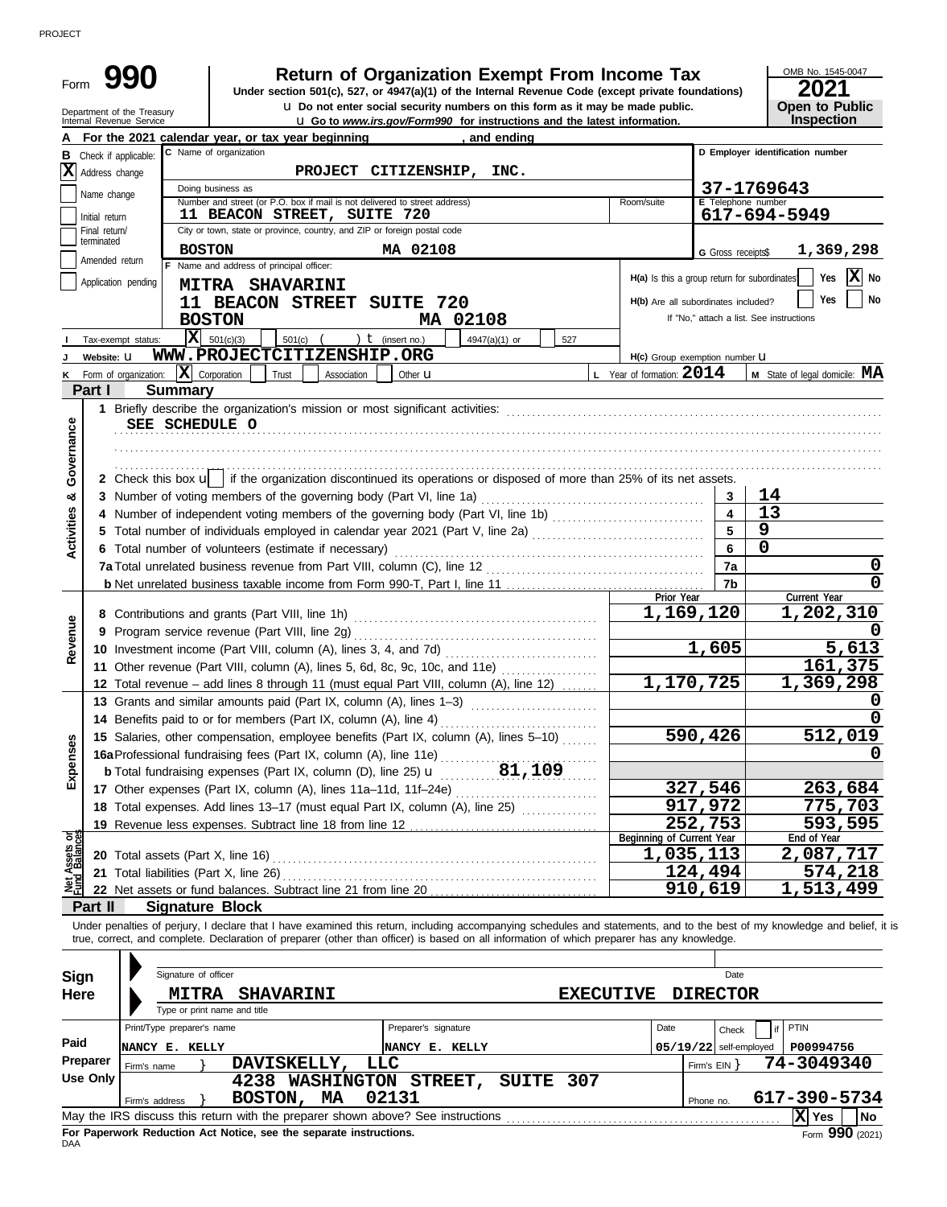PROJECT

# Form 990

## Return of Organization Exempt From Income Tax

**Under section 501(c), 527, or 4947(a)(1) of the Internal Revenue Code (except private foundations)**

u Do not enter social security numbers on this form as it may be made public.

u Go to *www.irs.gov/Form990* for instructions and the latest information.

Department of the Treasury
Internal Revenue Service

OMB No. 1545-0047

**2021**

**Open to Public Inspection**

**A** For the 2021 calendar year, or tax year beginning , and ending

**B** Check if applicable:
- [X] Address change
- [ ] Name change
- [ ] Initial return
- [ ] Final return/terminated
- [ ] Amended return
- [ ] Application pending

**C** Name of organization: PROJECT CITIZENSHIP, INC.

Doing business as

Number and street (or P.O. box if mail is not delivered to street address): 11 BEACON STREET, SUITE 720 — Room/suite

City or town, state or province, country, and ZIP or foreign postal code: BOSTON MA 02108

**D** Employer identification number: 37-1769643

**E** Telephone number: 617-694-5949

**G** Gross receipts$ 1,369,298

**F** Name and address of principal officer:
MITRA SHAVARINI
11 BEACON STREET SUITE 720
BOSTON MA 02108

**H(a)** Is this a group return for subordinates? [ ] Yes [X] No

**H(b)** Are all subordinates included? [ ] Yes [ ] No
If "No," attach a list. See instructions

**I** Tax-exempt status: [X] 501(c)(3) [ ] 501(c) ( ) t (insert no.) [ ] 4947(a)(1) or [ ] 527

**J** Website: u WWW.PROJECTCITIZENSHIP.ORG

**H(c)** Group exemption number u

**K** Form of organization: [X] Corporation [ ] Trust [ ] Association [ ] Other u

**L** Year of formation: 2014

**M** State of legal domicile: MA

## Part I Summary

**Activities & Governance**

1 Briefly describe the organization's mission or most significant activities:
SEE SCHEDULE O

2 Check this box u [ ] if the organization discontinued its operations or disposed of more than 25% of its net assets.

| | | Line | Value |
|---|---|---|---|
| 3 | Number of voting members of the governing body (Part VI, line 1a) | 3 | 14 |
| 4 | Number of independent voting members of the governing body (Part VI, line 1b) | 4 | 13 |
| 5 | Total number of individuals employed in calendar year 2021 (Part V, line 2a) | 5 | 9 |
| 6 | Total number of volunteers (estimate if necessary) | 6 | 0 |
| 7a | Total unrelated business revenue from Part VIII, column (C), line 12 | 7a | 0 |
| b | Net unrelated business taxable income from Form 990-T, Part I, line 11 | 7b | 0 |

| | | Prior Year | Current Year |
|---|---|---|---|
| **Revenue** | | | |
| 8 | Contributions and grants (Part VIII, line 1h) | 1,169,120 | 1,202,310 |
| 9 | Program service revenue (Part VIII, line 2g) | | 0 |
| 10 | Investment income (Part VIII, column (A), lines 3, 4, and 7d) | 1,605 | 5,613 |
| 11 | Other revenue (Part VIII, column (A), lines 5, 6d, 8c, 9c, 10c, and 11e) | | 161,375 |
| 12 | Total revenue – add lines 8 through 11 (must equal Part VIII, column (A), line 12) | 1,170,725 | 1,369,298 |
| **Expenses** | | | |
| 13 | Grants and similar amounts paid (Part IX, column (A), lines 1–3) | | 0 |
| 14 | Benefits paid to or for members (Part IX, column (A), line 4) | | 0 |
| 15 | Salaries, other compensation, employee benefits (Part IX, column (A), lines 5–10) | 590,426 | 512,019 |
| 16a | Professional fundraising fees (Part IX, column (A), line 11e) | | 0 |
| b | Total fundraising expenses (Part IX, column (D), line 25) u 81,109 | | |
| 17 | Other expenses (Part IX, column (A), lines 11a–11d, 11f–24e) | 327,546 | 263,684 |
| 18 | Total expenses. Add lines 13–17 (must equal Part IX, column (A), line 25) | 917,972 | 775,703 |
| 19 | Revenue less expenses. Subtract line 18 from line 12 | 252,753 | 593,595 |
| **Net Assets or Fund Balances** | | **Beginning of Current Year** | **End of Year** |
| 20 | Total assets (Part X, line 16) | 1,035,113 | 2,087,717 |
| 21 | Total liabilities (Part X, line 26) | 124,494 | 574,218 |
| 22 | Net assets or fund balances. Subtract line 21 from line 20 | 910,619 | 1,513,499 |

## Part II Signature Block

Under penalties of perjury, I declare that I have examined this return, including accompanying schedules and statements, and to the best of my knowledge and belief, it is true, correct, and complete. Declaration of preparer (other than officer) is based on all information of which preparer has any knowledge.

**Sign Here**

Signature of officer — Date

MITRA SHAVARINI — EXECUTIVE DIRECTOR
Type or print name and title

**Paid Preparer Use Only**

| Print/Type preparer's name | Preparer's signature | Date | Check [ ] if self-employed | PTIN |
|---|---|---|---|---|
| NANCY E. KELLY | NANCY E. KELLY | 05/19/22 | | P00994756 |

Firm's name } DAVISKELLY, LLC — Firm's EIN } 74-3049340

Firm's address } 4238 WASHINGTON STREET, SUITE 307, BOSTON, MA 02131 — Phone no. 617-390-5734

May the IRS discuss this return with the preparer shown above? See instructions [X] Yes [ ] No

**For Paperwork Reduction Act Notice, see the separate instructions.**

DAA

Form **990** (2021)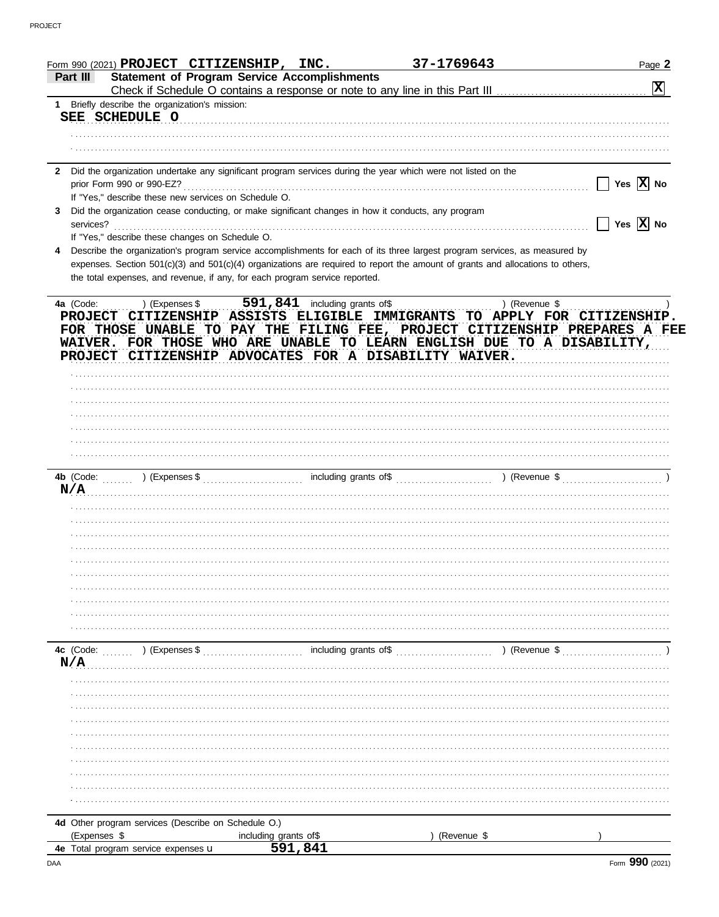Form 990 (2021) **PROJECT CITIZENSHIP, INC.** **37-1769643** Page **2**

## Part III Statement of Program Service Accomplishments

Check if Schedule O contains a response or note to any line in this Part III . . . . . . . . . . . . . [X]

**1** Briefly describe the organization's mission:

SEE SCHEDULE O

**2** Did the organization undertake any significant program services during the year which were not listed on the prior Form 990 or 990-EZ? . . . . . . . . . . [ ] Yes [X] No

If "Yes," describe these new services on Schedule O.

**3** Did the organization cease conducting, or make significant changes in how it conducts, any program services? . . . . . . . . . . [ ] Yes [X] No

If "Yes," describe these changes on Schedule O.

**4** Describe the organization's program service accomplishments for each of its three largest program services, as measured by expenses. Section 501(c)(3) and 501(c)(4) organizations are required to report the amount of grants and allocations to others, the total expenses, and revenue, if any, for each program service reported.

**4a** (Code: ) (Expenses $ 591,841 including grants of$ ) (Revenue $ )

PROJECT CITIZENSHIP ASSISTS ELIGIBLE IMMIGRANTS TO APPLY FOR CITIZENSHIP. FOR THOSE UNABLE TO PAY THE FILING FEE, PROJECT CITIZENSHIP PREPARES A FEE WAIVER. FOR THOSE WHO ARE UNABLE TO LEARN ENGLISH DUE TO A DISABILITY, PROJECT CITIZENSHIP ADVOCATES FOR A DISABILITY WAIVER.

**4b** (Code: ) (Expenses $ including grants of$ ) (Revenue $ )

N/A

**4c** (Code: ) (Expenses $ including grants of$ ) (Revenue $ )

N/A

**4d** Other program services (Describe on Schedule O.)

(Expenses $ including grants of$ ) (Revenue $ )

**4e** Total program service expenses ▸ 591,841

Form **990** (2021)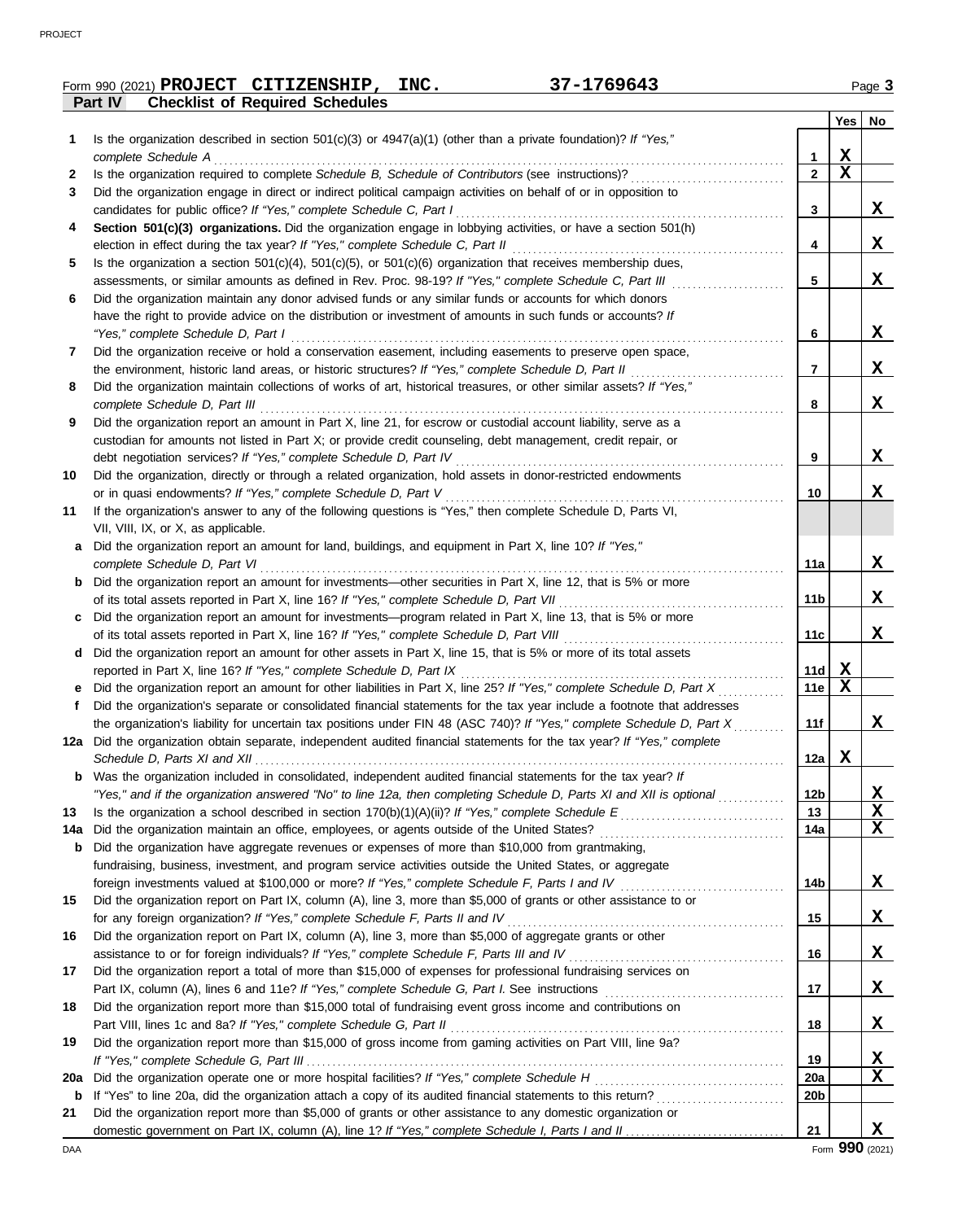Form 990 (2021) **PROJECT CITIZENSHIP, INC.** **37-1769643**

## Part IV — Checklist of Required Schedules

| | | | Yes | No |
|---|---|---|---|---|
| 1 | Is the organization described in section 501(c)(3) or 4947(a)(1) (other than a private foundation)? *If "Yes," complete Schedule A* | 1 | X | |
| 2 | Is the organization required to complete *Schedule B, Schedule of Contributors* (see instructions)? | 2 | X | |
| 3 | Did the organization engage in direct or indirect political campaign activities on behalf of or in opposition to candidates for public office? *If "Yes," complete Schedule C, Part I* | 3 | | X |
| 4 | **Section 501(c)(3) organizations.** Did the organization engage in lobbying activities, or have a section 501(h) election in effect during the tax year? *If "Yes," complete Schedule C, Part II* | 4 | | X |
| 5 | Is the organization a section 501(c)(4), 501(c)(5), or 501(c)(6) organization that receives membership dues, assessments, or similar amounts as defined in Rev. Proc. 98-19? *If "Yes," complete Schedule C, Part III* | 5 | | X |
| 6 | Did the organization maintain any donor advised funds or any similar funds or accounts for which donors have the right to provide advice on the distribution or investment of amounts in such funds or accounts? *If "Yes," complete Schedule D, Part I* | 6 | | X |
| 7 | Did the organization receive or hold a conservation easement, including easements to preserve open space, the environment, historic land areas, or historic structures? *If "Yes," complete Schedule D, Part II* | 7 | | X |
| 8 | Did the organization maintain collections of works of art, historical treasures, or other similar assets? *If "Yes," complete Schedule D, Part III* | 8 | | X |
| 9 | Did the organization report an amount in Part X, line 21, for escrow or custodial account liability, serve as a custodian for amounts not listed in Part X; or provide credit counseling, debt management, credit repair, or debt negotiation services? *If "Yes," complete Schedule D, Part IV* | 9 | | X |
| 10 | Did the organization, directly or through a related organization, hold assets in donor-restricted endowments or in quasi endowments? *If "Yes," complete Schedule D, Part V* | 10 | | X |
| 11 | If the organization's answer to any of the following questions is "Yes," then complete Schedule D, Parts VI, VII, VIII, IX, or X, as applicable. | | | |
| a | Did the organization report an amount for land, buildings, and equipment in Part X, line 10? *If "Yes," complete Schedule D, Part VI* | 11a | | X |
| b | Did the organization report an amount for investments—other securities in Part X, line 12, that is 5% or more of its total assets reported in Part X, line 16? *If "Yes," complete Schedule D, Part VII* | 11b | | X |
| c | Did the organization report an amount for investments—program related in Part X, line 13, that is 5% or more of its total assets reported in Part X, line 16? *If "Yes," complete Schedule D, Part VIII* | 11c | | X |
| d | Did the organization report an amount for other assets in Part X, line 15, that is 5% or more of its total assets reported in Part X, line 16? *If "Yes," complete Schedule D, Part IX* | 11d | X | |
| e | Did the organization report an amount for other liabilities in Part X, line 25? *If "Yes," complete Schedule D, Part X* | 11e | X | |
| f | Did the organization's separate or consolidated financial statements for the tax year include a footnote that addresses the organization's liability for uncertain tax positions under FIN 48 (ASC 740)? *If "Yes," complete Schedule D, Part X* | 11f | | X |
| 12a | Did the organization obtain separate, independent audited financial statements for the tax year? *If "Yes," complete Schedule D, Parts XI and XII* | 12a | X | |
| b | Was the organization included in consolidated, independent audited financial statements for the tax year? *If "Yes," and if the organization answered "No" to line 12a, then completing Schedule D, Parts XI and XII is optional* | 12b | | X |
| 13 | Is the organization a school described in section 170(b)(1)(A)(ii)? *If "Yes," complete Schedule E* | 13 | | X |
| 14a | Did the organization maintain an office, employees, or agents outside of the United States? | 14a | | X |
| b | Did the organization have aggregate revenues or expenses of more than $10,000 from grantmaking, fundraising, business, investment, and program service activities outside the United States, or aggregate foreign investments valued at $100,000 or more? *If "Yes," complete Schedule F, Parts I and IV* | 14b | | X |
| 15 | Did the organization report on Part IX, column (A), line 3, more than $5,000 of grants or other assistance to or for any foreign organization? *If "Yes," complete Schedule F, Parts II and IV* | 15 | | X |
| 16 | Did the organization report on Part IX, column (A), line 3, more than $5,000 of aggregate grants or other assistance to or for foreign individuals? *If "Yes," complete Schedule F, Parts III and IV* | 16 | | X |
| 17 | Did the organization report a total of more than $15,000 of expenses for professional fundraising services on Part IX, column (A), lines 6 and 11e? *If "Yes," complete Schedule G, Part I.* See instructions | 17 | | X |
| 18 | Did the organization report more than $15,000 total of fundraising event gross income and contributions on Part VIII, lines 1c and 8a? *If "Yes," complete Schedule G, Part II* | 18 | | X |
| 19 | Did the organization report more than $15,000 of gross income from gaming activities on Part VIII, line 9a? *If "Yes," complete Schedule G, Part III* | 19 | | X |
| 20a | Did the organization operate one or more hospital facilities? *If "Yes," complete Schedule H* | 20a | | X |
| b | If "Yes" to line 20a, did the organization attach a copy of its audited financial statements to this return? | 20b | | |
| 21 | Did the organization report more than $5,000 of grants or other assistance to any domestic organization or domestic government on Part IX, column (A), line 1? *If "Yes," complete Schedule I, Parts I and II* | 21 | | X |

Form **990** (2021)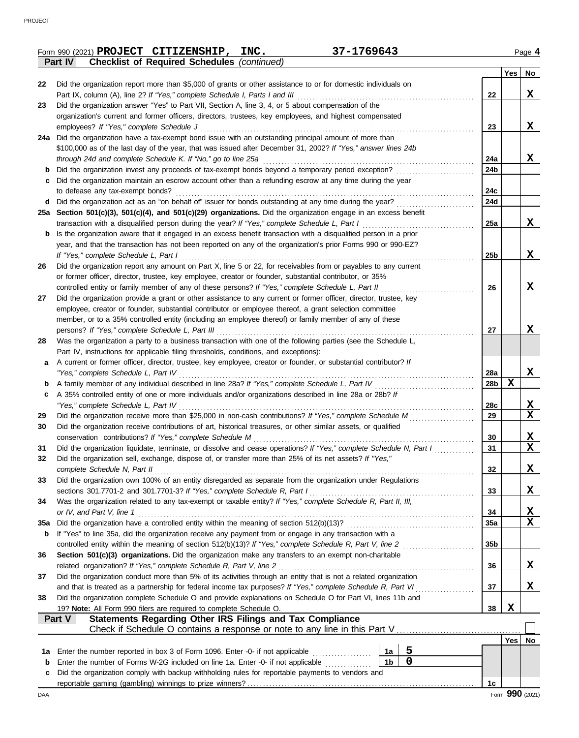Form 990 (2021) **PROJECT CITIZENSHIP, INC.** 37-1769643 Page **4**

**Part IV Checklist of Required Schedules** *(continued)*

| | | | Yes | No |
|---|---|---|---|---|
| 22 | Did the organization report more than $5,000 of grants or other assistance to or for domestic individuals on Part IX, column (A), line 2? *If "Yes," complete Schedule I, Parts I and III* | 22 | | X |
| 23 | Did the organization answer "Yes" to Part VII, Section A, line 3, 4, or 5 about compensation of the organization's current and former officers, directors, trustees, key employees, and highest compensated employees? *If "Yes," complete Schedule J* | 23 | | X |
| 24a | Did the organization have a tax-exempt bond issue with an outstanding principal amount of more than $100,000 as of the last day of the year, that was issued after December 31, 2002? *If "Yes," answer lines 24b through 24d and complete Schedule K. If "No," go to line 25a* | 24a | | X |
| b | Did the organization invest any proceeds of tax-exempt bonds beyond a temporary period exception? | 24b | | |
| c | Did the organization maintain an escrow account other than a refunding escrow at any time during the year to defease any tax-exempt bonds? | 24c | | |
| d | Did the organization act as an "on behalf of" issuer for bonds outstanding at any time during the year? | 24d | | |
| 25a | **Section 501(c)(3), 501(c)(4), and 501(c)(29) organizations.** Did the organization engage in an excess benefit transaction with a disqualified person during the year? *If "Yes," complete Schedule L, Part I* | 25a | | X |
| b | Is the organization aware that it engaged in an excess benefit transaction with a disqualified person in a prior year, and that the transaction has not been reported on any of the organization's prior Forms 990 or 990-EZ? *If "Yes," complete Schedule L, Part I* | 25b | | X |
| 26 | Did the organization report any amount on Part X, line 5 or 22, for receivables from or payables to any current or former officer, director, trustee, key employee, creator or founder, substantial contributor, or 35% controlled entity or family member of any of these persons? *If "Yes," complete Schedule L, Part II* | 26 | | X |
| 27 | Did the organization provide a grant or other assistance to any current or former officer, director, trustee, key employee, creator or founder, substantial contributor or employee thereof, a grant selection committee member, or to a 35% controlled entity (including an employee thereof) or family member of any of these persons? *If "Yes," complete Schedule L, Part III* | 27 | | X |
| 28 | Was the organization a party to a business transaction with one of the following parties (see the Schedule L, Part IV, instructions for applicable filing thresholds, conditions, and exceptions): | | | |
| a | A current or former officer, director, trustee, key employee, creator or founder, or substantial contributor? *If "Yes," complete Schedule L, Part IV* | 28a | | X |
| b | A family member of any individual described in line 28a? *If "Yes," complete Schedule L, Part IV* | 28b | X | |
| c | A 35% controlled entity of one or more individuals and/or organizations described in line 28a or 28b? *If "Yes," complete Schedule L, Part IV* | 28c | | X |
| 29 | Did the organization receive more than $25,000 in non-cash contributions? *If "Yes," complete Schedule M* | 29 | | X |
| 30 | Did the organization receive contributions of art, historical treasures, or other similar assets, or qualified conservation contributions? *If "Yes," complete Schedule M* | 30 | | X |
| 31 | Did the organization liquidate, terminate, or dissolve and cease operations? *If "Yes," complete Schedule N, Part I* | 31 | | X |
| 32 | Did the organization sell, exchange, dispose of, or transfer more than 25% of its net assets? *If "Yes," complete Schedule N, Part II* | 32 | | X |
| 33 | Did the organization own 100% of an entity disregarded as separate from the organization under Regulations sections 301.7701-2 and 301.7701-3? *If "Yes," complete Schedule R, Part I* | 33 | | X |
| 34 | Was the organization related to any tax-exempt or taxable entity? *If "Yes," complete Schedule R, Part II, III, or IV, and Part V, line 1* | 34 | | X |
| 35a | Did the organization have a controlled entity within the meaning of section 512(b)(13)? | 35a | | X |
| b | If "Yes" to line 35a, did the organization receive any payment from or engage in any transaction with a controlled entity within the meaning of section 512(b)(13)? *If "Yes," complete Schedule R, Part V, line 2* | 35b | | |
| 36 | **Section 501(c)(3) organizations.** Did the organization make any transfers to an exempt non-charitable related organization? *If "Yes," complete Schedule R, Part V, line 2* | 36 | | X |
| 37 | Did the organization conduct more than 5% of its activities through an entity that is not a related organization and that is treated as a partnership for federal income tax purposes? *If "Yes," complete Schedule R, Part VI* | 37 | | X |
| 38 | Did the organization complete Schedule O and provide explanations on Schedule O for Part VI, lines 11b and 19? **Note:** All Form 990 filers are required to complete Schedule O. | 38 | X | |

**Part V Statements Regarding Other IRS Filings and Tax Compliance**

Check if Schedule O contains a response or note to any line in this Part V . . . . . ☐

| | | | | | Yes | No |
|---|---|---|---|---|---|---|
| 1a | Enter the number reported in box 3 of Form 1096. Enter -0- if not applicable | 1a | 5 | | | |
| b | Enter the number of Forms W-2G included on line 1a. Enter -0- if not applicable | 1b | 0 | | | |
| c | Did the organization comply with backup withholding rules for reportable payments to vendors and reportable gaming (gambling) winnings to prize winners? | | | 1c | | |

DAA Form **990** (2021)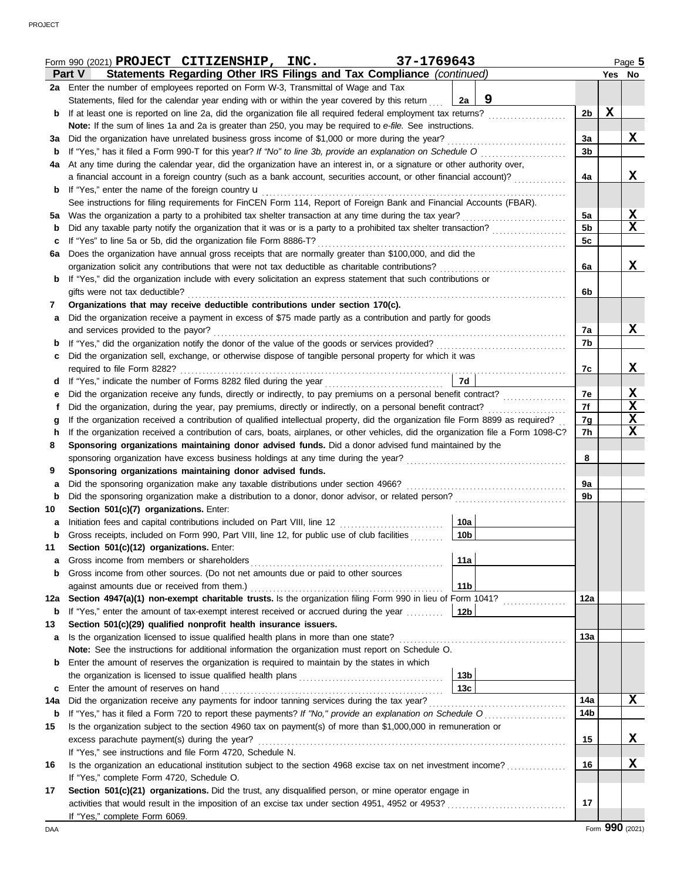Form 990 (2021) **PROJECT CITIZENSHIP, INC.** **37-1769643** Page **5**

## Part V Statements Regarding Other IRS Filings and Tax Compliance *(continued)*

| | | | | Line | Yes | No |
|---|---|---|---|---|---|---|
| **2a** | Enter the number of employees reported on Form W-3, Transmittal of Wage and Tax Statements, filed for the calendar year ending with or within the year covered by this return | 2a | 9 | | | |
| **b** | If at least one is reported on line 2a, did the organization file all required federal employment tax returns? | | | 2b | X | |
| | **Note:** If the sum of lines 1a and 2a is greater than 250, you may be required to *e-file.* See instructions. | | | | | |
| **3a** | Did the organization have unrelated business gross income of $1,000 or more during the year? | | | 3a | | X |
| **b** | If "Yes," has it filed a Form 990-T for this year? *If "No" to line 3b, provide an explanation on Schedule O* | | | 3b | | |
| **4a** | At any time during the calendar year, did the organization have an interest in, or a signature or other authority over, a financial account in a foreign country (such as a bank account, securities account, or other financial account)? | | | 4a | | X |
| **b** | If "Yes," enter the name of the foreign country u | | | | | |
| | See instructions for filing requirements for FinCEN Form 114, Report of Foreign Bank and Financial Accounts (FBAR). | | | | | |
| **5a** | Was the organization a party to a prohibited tax shelter transaction at any time during the tax year? | | | 5a | | X |
| **b** | Did any taxable party notify the organization that it was or is a party to a prohibited tax shelter transaction? | | | 5b | | X |
| **c** | If "Yes" to line 5a or 5b, did the organization file Form 8886-T? | | | 5c | | |
| **6a** | Does the organization have annual gross receipts that are normally greater than $100,000, and did the organization solicit any contributions that were not tax deductible as charitable contributions? | | | 6a | | X |
| **b** | If "Yes," did the organization include with every solicitation an express statement that such contributions or gifts were not tax deductible? | | | 6b | | |
| **7** | **Organizations that may receive deductible contributions under section 170(c).** | | | | | |
| **a** | Did the organization receive a payment in excess of $75 made partly as a contribution and partly for goods and services provided to the payor? | | | 7a | | X |
| **b** | If "Yes," did the organization notify the donor of the value of the goods or services provided? | | | 7b | | |
| **c** | Did the organization sell, exchange, or otherwise dispose of tangible personal property for which it was required to file Form 8282? | | | 7c | | X |
| **d** | If "Yes," indicate the number of Forms 8282 filed during the year | 7d | | | | |
| **e** | Did the organization receive any funds, directly or indirectly, to pay premiums on a personal benefit contract? | | | 7e | | X |
| **f** | Did the organization, during the year, pay premiums, directly or indirectly, on a personal benefit contract? | | | 7f | | X |
| **g** | If the organization received a contribution of qualified intellectual property, did the organization file Form 8899 as required? | | | 7g | | X |
| **h** | If the organization received a contribution of cars, boats, airplanes, or other vehicles, did the organization file a Form 1098-C? | | | 7h | | X |
| **8** | **Sponsoring organizations maintaining donor advised funds.** Did a donor advised fund maintained by the sponsoring organization have excess business holdings at any time during the year? | | | 8 | | |
| **9** | **Sponsoring organizations maintaining donor advised funds.** | | | | | |
| **a** | Did the sponsoring organization make any taxable distributions under section 4966? | | | 9a | | |
| **b** | Did the sponsoring organization make a distribution to a donor, donor advisor, or related person? | | | 9b | | |
| **10** | **Section 501(c)(7) organizations.** Enter: | | | | | |
| **a** | Initiation fees and capital contributions included on Part VIII, line 12 | 10a | | | | |
| **b** | Gross receipts, included on Form 990, Part VIII, line 12, for public use of club facilities | 10b | | | | |
| **11** | **Section 501(c)(12) organizations.** Enter: | | | | | |
| **a** | Gross income from members or shareholders | 11a | | | | |
| **b** | Gross income from other sources. (Do not net amounts due or paid to other sources against amounts due or received from them.) | 11b | | | | |
| **12a** | **Section 4947(a)(1) non-exempt charitable trusts.** Is the organization filing Form 990 in lieu of Form 1041? | | | 12a | | |
| **b** | If "Yes," enter the amount of tax-exempt interest received or accrued during the year | 12b | | | | |
| **13** | **Section 501(c)(29) qualified nonprofit health insurance issuers.** | | | | | |
| **a** | Is the organization licensed to issue qualified health plans in more than one state? | | | 13a | | |
| | **Note:** See the instructions for additional information the organization must report on Schedule O. | | | | | |
| **b** | Enter the amount of reserves the organization is required to maintain by the states in which the organization is licensed to issue qualified health plans | 13b | | | | |
| **c** | Enter the amount of reserves on hand | 13c | | | | |
| **14a** | Did the organization receive any payments for indoor tanning services during the tax year? | | | 14a | | X |
| **b** | If "Yes," has it filed a Form 720 to report these payments? *If "No," provide an explanation on Schedule O* | | | 14b | | |
| **15** | Is the organization subject to the section 4960 tax on payment(s) of more than $1,000,000 in remuneration or excess parachute payment(s) during the year? | | | 15 | | X |
| | If "Yes," see instructions and file Form 4720, Schedule N. | | | | | |
| **16** | Is the organization an educational institution subject to the section 4968 excise tax on net investment income? | | | 16 | | X |
| | If "Yes," complete Form 4720, Schedule O. | | | | | |
| **17** | **Section 501(c)(21) organizations.** Did the trust, any disqualified person, or mine operator engage in activities that would result in the imposition of an excise tax under section 4951, 4952 or 4953? | | | 17 | | |
| | If "Yes," complete Form 6069. | | | | | |

Form **990** (2021)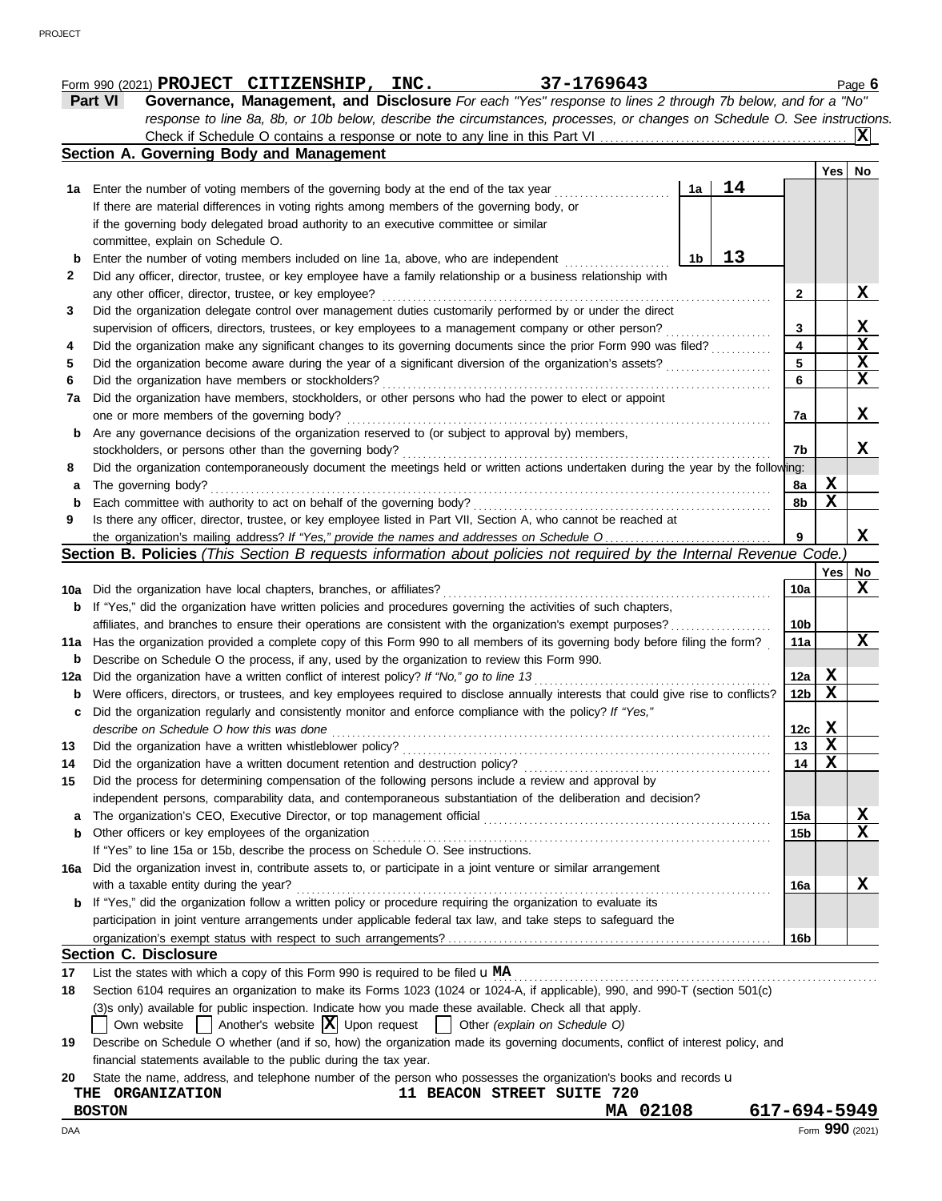Form 990 (2021) **PROJECT CITIZENSHIP, INC.** **37-1769643** Page **6**

## Part VI Governance, Management, and Disclosure

*For each "Yes" response to lines 2 through 7b below, and for a "No" response to line 8a, 8b, or 10b below, describe the circumstances, processes, or changes on Schedule O. See instructions.*

Check if Schedule O contains a response or note to any line in this Part VI .......... **X**

### Section A. Governing Body and Management

| | | | | Yes | No |
|---|---|---|---|---|---|
| **1a** | Enter the number of voting members of the governing body at the end of the tax year ... **1a** **14** If there are material differences in voting rights among members of the governing body, or if the governing body delegated broad authority to an executive committee or similar committee, explain on Schedule O. | | | | |
| **b** | Enter the number of voting members included on line 1a, above, who are independent ... **1b** **13** | | | | |
| **2** | Did any officer, director, trustee, or key employee have a family relationship or a business relationship with any other officer, director, trustee, or key employee? | | 2 | | X |
| **3** | Did the organization delegate control over management duties customarily performed by or under the direct supervision of officers, directors, trustees, or key employees to a management company or other person? | | 3 | | X |
| **4** | Did the organization make any significant changes to its governing documents since the prior Form 990 was filed? | | 4 | | X |
| **5** | Did the organization become aware during the year of a significant diversion of the organization's assets? | | 5 | | X |
| **6** | Did the organization have members or stockholders? | | 6 | | X |
| **7a** | Did the organization have members, stockholders, or other persons who had the power to elect or appoint one or more members of the governing body? | | 7a | | X |
| **b** | Are any governance decisions of the organization reserved to (or subject to approval by) members, stockholders, or persons other than the governing body? | | 7b | | X |
| **8** | Did the organization contemporaneously document the meetings held or written actions undertaken during the year by the following: | | | | |
| **a** | The governing body? | | 8a | X | |
| **b** | Each committee with authority to act on behalf of the governing body? | | 8b | X | |
| **9** | Is there any officer, director, trustee, or key employee listed in Part VII, Section A, who cannot be reached at the organization's mailing address? *If "Yes," provide the names and addresses on Schedule O* | | 9 | | X |

### Section B. Policies *(This Section B requests information about policies not required by the Internal Revenue Code.)*

| | | | Yes | No |
|---|---|---|---|---|
| **10a** | Did the organization have local chapters, branches, or affiliates? | 10a | | X |
| **b** | If "Yes," did the organization have written policies and procedures governing the activities of such chapters, affiliates, and branches to ensure their operations are consistent with the organization's exempt purposes? | 10b | | |
| **11a** | Has the organization provided a complete copy of this Form 990 to all members of its governing body before filing the form? | 11a | | X |
| **b** | Describe on Schedule O the process, if any, used by the organization to review this Form 990. | | | |
| **12a** | Did the organization have a written conflict of interest policy? *If "No," go to line 13* | 12a | X | |
| **b** | Were officers, directors, or trustees, and key employees required to disclose annually interests that could give rise to conflicts? | 12b | X | |
| **c** | Did the organization regularly and consistently monitor and enforce compliance with the policy? *If "Yes," describe on Schedule O how this was done* | 12c | X | |
| **13** | Did the organization have a written whistleblower policy? | 13 | X | |
| **14** | Did the organization have a written document retention and destruction policy? | 14 | X | |
| **15** | Did the process for determining compensation of the following persons include a review and approval by independent persons, comparability data, and contemporaneous substantiation of the deliberation and decision? | | | |
| **a** | The organization's CEO, Executive Director, or top management official | 15a | | X |
| **b** | Other officers or key employees of the organization | 15b | | X |
| | If "Yes" to line 15a or 15b, describe the process on Schedule O. See instructions. | | | |
| **16a** | Did the organization invest in, contribute assets to, or participate in a joint venture or similar arrangement with a taxable entity during the year? | 16a | | X |
| **b** | If "Yes," did the organization follow a written policy or procedure requiring the organization to evaluate its participation in joint venture arrangements under applicable federal tax law, and take steps to safeguard the organization's exempt status with respect to such arrangements? | 16b | | |

### Section C. Disclosure

**17** List the states with which a copy of this Form 990 is required to be filed u **MA**

**18** Section 6104 requires an organization to make its Forms 1023 (1024 or 1024-A, if applicable), 990, and 990-T (section 501(c)(3)s only) available for public inspection. Indicate how you made these available. Check all that apply.

☐ Own website ☐ Another's website ☒ Upon request ☐ Other *(explain on Schedule O)*

**19** Describe on Schedule O whether (and if so, how) the organization made its governing documents, conflict of interest policy, and financial statements available to the public during the tax year.

**20** State the name, address, and telephone number of the person who possesses the organization's books and records u

**THE ORGANIZATION** **11 BEACON STREET SUITE 720**
**BOSTON** **MA 02108** **617-694-5949**

DAA Form **990** (2021)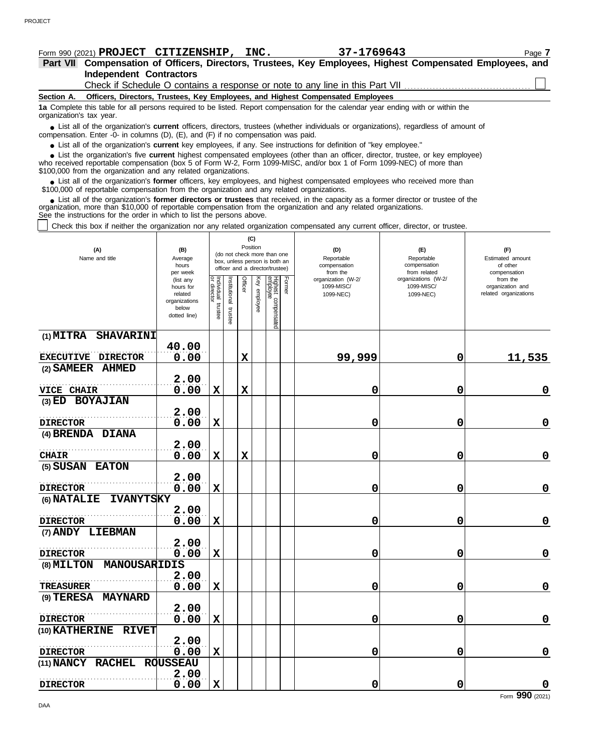Form 990 (2021) **PROJECT CITIZENSHIP, INC.** **37-1769643** Page **7**

**Part VII Compensation of Officers, Directors, Trustees, Key Employees, Highest Compensated Employees, and Independent Contractors**

Check if Schedule O contains a response or note to any line in this Part VII ☐

**Section A. Officers, Directors, Trustees, Key Employees, and Highest Compensated Employees**

**1a** Complete this table for all persons required to be listed. Report compensation for the calendar year ending with or within the organization's tax year.

- List all of the organization's **current** officers, directors, trustees (whether individuals or organizations), regardless of amount of compensation. Enter -0- in columns (D), (E), and (F) if no compensation was paid.
- List all of the organization's **current** key employees, if any. See instructions for definition of "key employee."
- List the organization's five **current** highest compensated employees (other than an officer, director, trustee, or key employee) who received reportable compensation (box 5 of Form W-2, Form 1099-MISC, and/or box 1 of Form 1099-NEC) of more than $100,000 from the organization and any related organizations.
- List all of the organization's **former** officers, key employees, and highest compensated employees who received more than $100,000 of reportable compensation from the organization and any related organizations.
- List all of the organization's **former directors or trustees** that received, in the capacity as a former director or trustee of the organization, more than $10,000 of reportable compensation from the organization and any related organizations.

See the instructions for the order in which to list the persons above.

☐ Check this box if neither the organization nor any related organization compensated any current officer, director, or trustee.

| (A) Name and title | (B) Average hours per week (list any hours for related organizations below dotted line) | (C) Position: Individual trustee or director | Institutional trustee | Officer | Key employee | Highest compensated employee | Former | (D) Reportable compensation from the organization (W-2/1099-MISC/1099-NEC) | (E) Reportable compensation from related organizations (W-2/1099-MISC/1099-NEC) | (F) Estimated amount of other compensation from the organization and related organizations |
|---|---|---|---|---|---|---|---|---|---|---|
| (1) MITRA SHAVARINI<br>EXECUTIVE DIRECTOR | 40.00<br>0.00 | | | X | | | | 99,999 | 0 | 11,535 |
| (2) SAMEER AHMED<br>VICE CHAIR | 2.00<br>0.00 | X | | X | | | | 0 | 0 | 0 |
| (3) ED BOYAJIAN<br>DIRECTOR | 2.00<br>0.00 | X | | | | | | 0 | 0 | 0 |
| (4) BRENDA DIANA<br>CHAIR | 2.00<br>0.00 | X | | X | | | | 0 | 0 | 0 |
| (5) SUSAN EATON<br>DIRECTOR | 2.00<br>0.00 | X | | | | | | 0 | 0 | 0 |
| (6) NATALIE IVANYTSKY<br>DIRECTOR | 2.00<br>0.00 | X | | | | | | 0 | 0 | 0 |
| (7) ANDY LIEBMAN<br>DIRECTOR | 2.00<br>0.00 | X | | | | | | 0 | 0 | 0 |
| (8) MILTON MANOUSARIDIS<br>TREASURER | 2.00<br>0.00 | X | | | | | | 0 | 0 | 0 |
| (9) TERESA MAYNARD<br>DIRECTOR | 2.00<br>0.00 | X | | | | | | 0 | 0 | 0 |
| (10) KATHERINE RIVET<br>DIRECTOR | 2.00<br>0.00 | X | | | | | | 0 | 0 | 0 |
| (11) NANCY RACHEL ROUSSEAU<br>DIRECTOR | 2.00<br>0.00 | X | | | | | | 0 | 0 | 0 |

Form **990** (2021)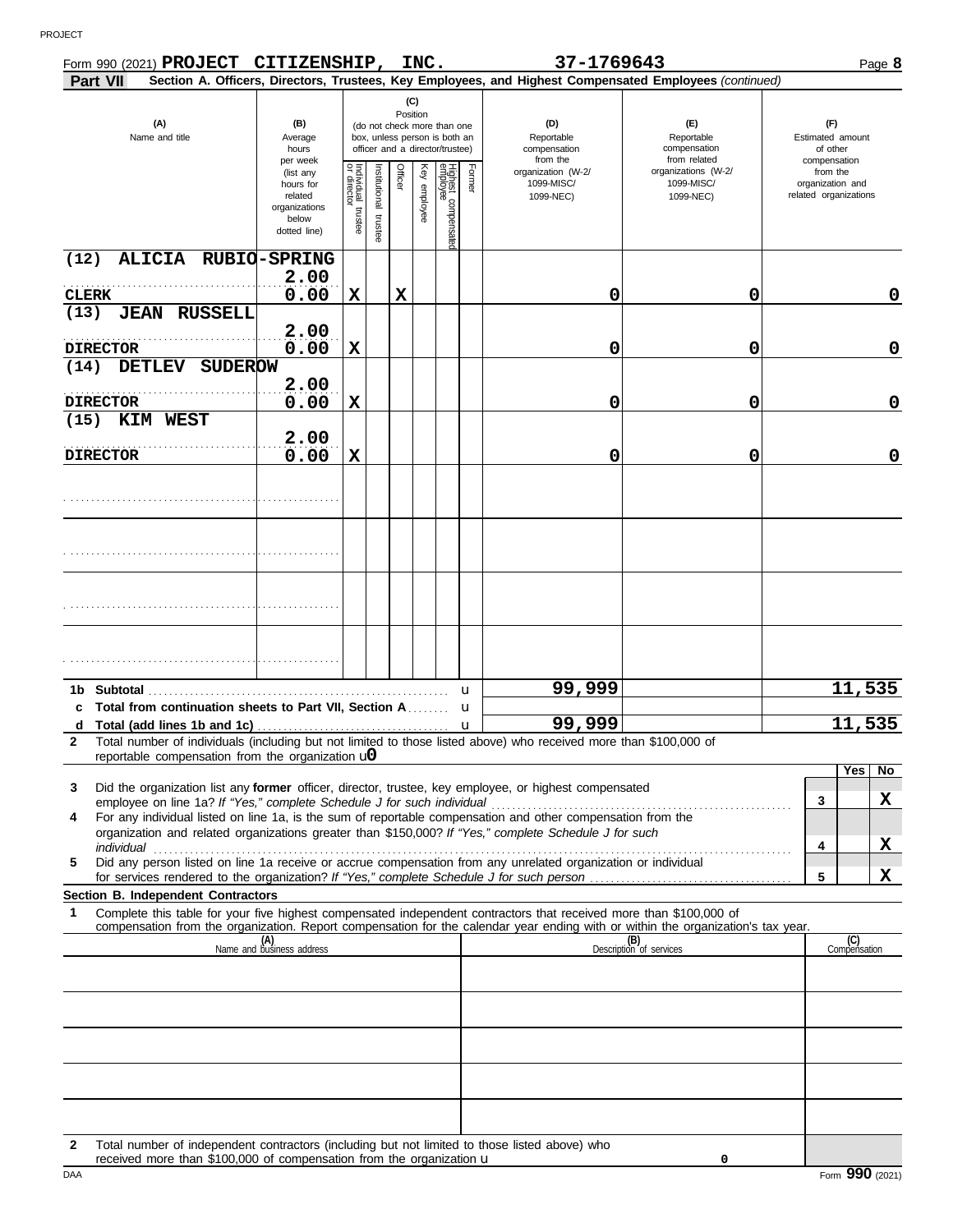Form 990 (2021) **PROJECT CITIZENSHIP, INC.** **37-1769643** Page **8**

**Part VII** **Section A. Officers, Directors, Trustees, Key Employees, and Highest Compensated Employees** *(continued)*

| (A) Name and title | (B) Average hours per week (list any hours for related organizations below dotted line) | (C) Position: Individual trustee or director | Institutional trustee | Officer | Key employee | Highest compensated employee | Former | (D) Reportable compensation from the organization (W-2/ 1099-MISC/ 1099-NEC) | (E) Reportable compensation from related organizations (W-2/ 1099-MISC/ 1099-NEC) | (F) Estimated amount of other compensation from the organization and related organizations |
|---|---|---|---|---|---|---|---|---|---|---|
| (12) ALICIA RUBIO-SPRING<br>CLERK | 2.00<br>0.00 | X | | X | | | | 0 | 0 | 0 |
| (13) JEAN RUSSELL<br>DIRECTOR | 2.00<br>0.00 | X | | | | | | 0 | 0 | 0 |
| (14) DETLEV SUDEROW<br>DIRECTOR | 2.00<br>0.00 | X | | | | | | 0 | 0 | 0 |
| (15) KIM WEST<br>DIRECTOR | 2.00<br>0.00 | X | | | | | | 0 | 0 | 0 |
| | | | | | | | | | | |
| | | | | | | | | | | |
| | | | | | | | | | | |
| | | | | | | | | | | |
| **1b Subtotal** | | | | | | | | 99,999 | | 11,535 |
| **c Total from continuation sheets to Part VII, Section A** | | | | | | | | | | |
| **d Total (add lines 1b and 1c)** | | | | | | | | 99,999 | | 11,535 |

**2** Total number of individuals (including but not limited to those listed above) who received more than $100,000 of reportable compensation from the organization u 0

| | | Yes | No |
|---|---|---|---|
| **3** Did the organization list any **former** officer, director, trustee, key employee, or highest compensated employee on line 1a? *If "Yes," complete Schedule J for such individual* | 3 | | X |
| **4** For any individual listed on line 1a, is the sum of reportable compensation and other compensation from the organization and related organizations greater than $150,000? *If "Yes," complete Schedule J for such individual* | 4 | | X |
| **5** Did any person listed on line 1a receive or accrue compensation from any unrelated organization or individual for services rendered to the organization? *If "Yes," complete Schedule J for such person* | 5 | | X |

**Section B. Independent Contractors**

**1** Complete this table for your five highest compensated independent contractors that received more than $100,000 of compensation from the organization. Report compensation for the calendar year ending with or within the organization's tax year.

| (A) Name and business address | (B) Description of services | (C) Compensation |
|---|---|---|
| | | |
| | | |
| | | |
| | | |
| | | |

**2** Total number of independent contractors (including but not limited to those listed above) who received more than $100,000 of compensation from the organization u 0

DAA Form **990** (2021)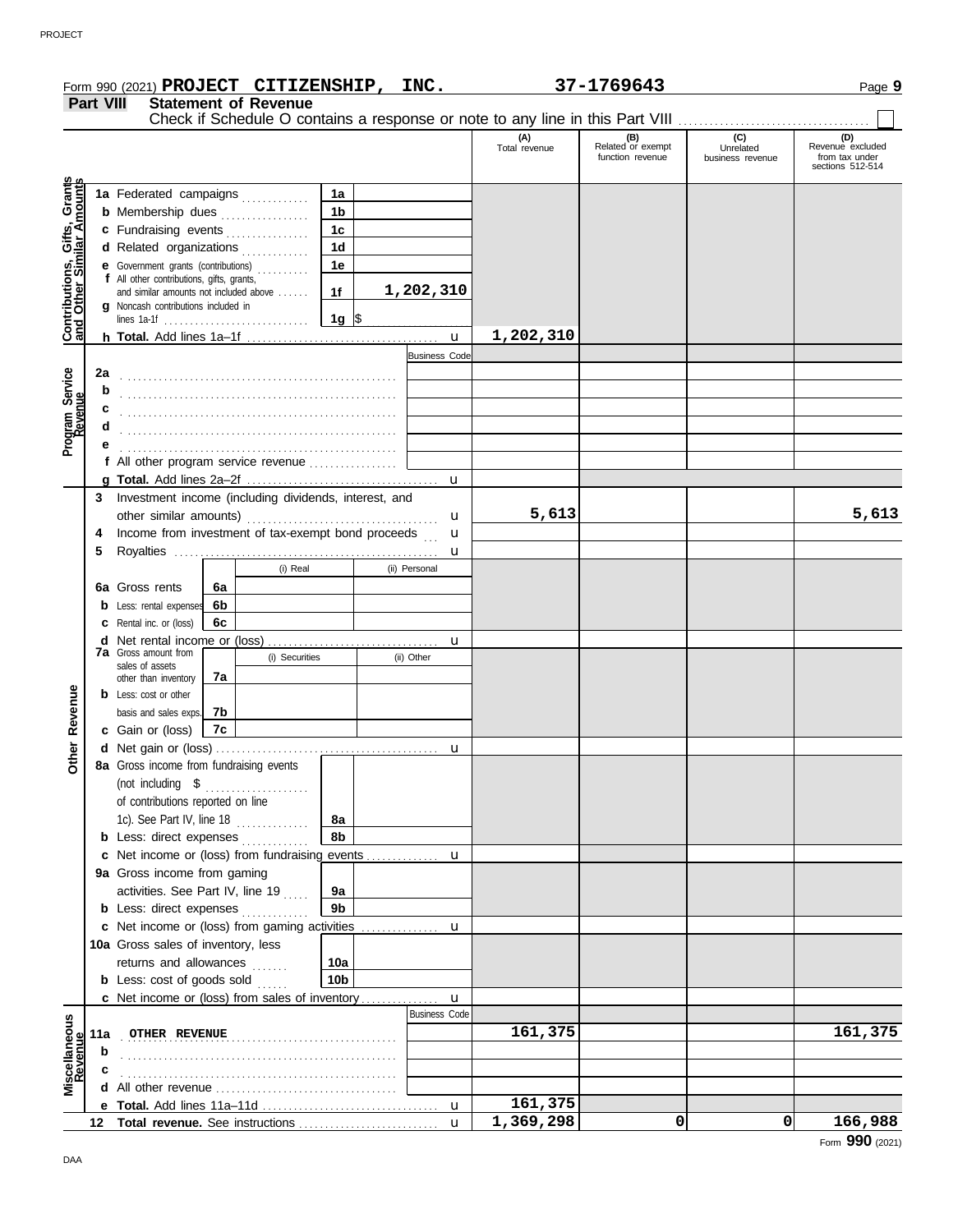Form 990 (2021) **PROJECT CITIZENSHIP, INC.** **37-1769643** Page **9**

## Part VIII Statement of Revenue

Check if Schedule O contains a response or note to any line in this Part VIII ☐

| | | | (A) Total revenue | (B) Related or exempt function revenue | (C) Unrelated business revenue | (D) Revenue excluded from tax under sections 512-514 |
|---|---|---|---|---|---|---|
| **Contributions, Gifts, Grants and Other Similar Amounts** | **1a** Federated campaigns | 1a | | | | |
| | **b** Membership dues | 1b | | | | |
| | **c** Fundraising events | 1c | | | | |
| | **d** Related organizations | 1d | | | | |
| | **e** Government grants (contributions) | 1e | | | | |
| | **f** All other contributions, gifts, grants, and similar amounts not included above | 1f 1,202,310 | | | | |
| | **g** Noncash contributions included in lines 1a-1f | 1g $ | | | | |
| | **h Total.** Add lines 1a–1f | u | 1,202,310 | | | |
| **Program Service Revenue** | | Business Code | | | | |
| | **2a** | | | | | |
| | **b** | | | | | |
| | **c** | | | | | |
| | **d** | | | | | |
| | **e** | | | | | |
| | **f** All other program service revenue | | | | | |
| | **g Total.** Add lines 2a–2f | u | | | | |
| **Other Revenue** | **3** Investment income (including dividends, interest, and other similar amounts) | u | 5,613 | | | 5,613 |
| | **4** Income from investment of tax-exempt bond proceeds | u | | | | |
| | **5** Royalties | u | | | | |
| | | (i) Real / (ii) Personal | | | | |
| | **6a** Gross rents | 6a | | | | |
| | **b** Less: rental expenses | 6b | | | | |
| | **c** Rental inc. or (loss) | 6c | | | | |
| | **d** Net rental income or (loss) | u | | | | |
| | | (i) Securities / (ii) Other | | | | |
| | **7a** Gross amount from sales of assets other than inventory | 7a | | | | |
| | **b** Less: cost or other basis and sales exps. | 7b | | | | |
| | **c** Gain or (loss) | 7c | | | | |
| | **d** Net gain or (loss) | u | | | | |
| | **8a** Gross income from fundraising events (not including $ ........ of contributions reported on line 1c). See Part IV, line 18 | 8a | | | | |
| | **b** Less: direct expenses | 8b | | | | |
| | **c** Net income or (loss) from fundraising events | u | | | | |
| | **9a** Gross income from gaming activities. See Part IV, line 19 | 9a | | | | |
| | **b** Less: direct expenses | 9b | | | | |
| | **c** Net income or (loss) from gaming activities | u | | | | |
| | **10a** Gross sales of inventory, less returns and allowances | 10a | | | | |
| | **b** Less: cost of goods sold | 10b | | | | |
| | **c** Net income or (loss) from sales of inventory | u | | | | |
| **Miscellaneous Revenue** | | Business Code | | | | |
| | **11a** OTHER REVENUE | | 161,375 | | | 161,375 |
| | **b** | | | | | |
| | **c** | | | | | |
| | **d** All other revenue | | | | | |
| | **e Total.** Add lines 11a–11d | u | 161,375 | | | |
| | **12 Total revenue.** See instructions | u | 1,369,298 | 0 | 0 | 166,988 |

Form **990** (2021)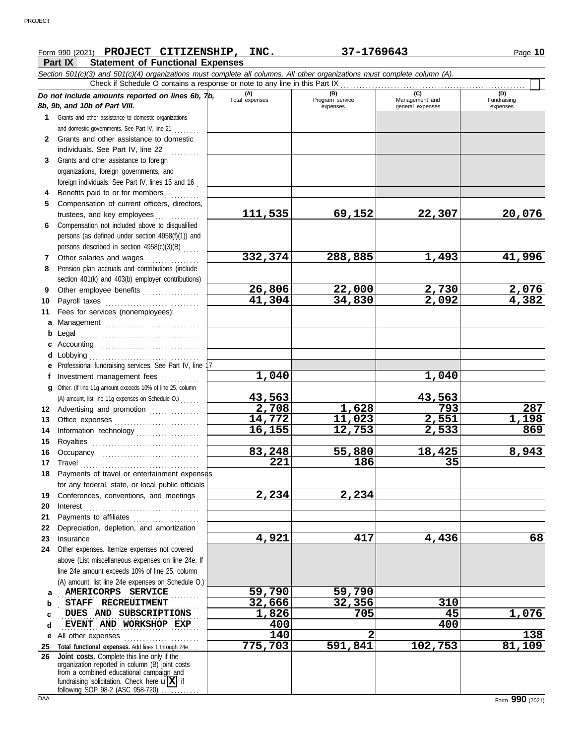Form 990 (2021) **PROJECT CITIZENSHIP, INC.** **37-1769643** Page **10**

## Part IX Statement of Functional Expenses

*Section 501(c)(3) and 501(c)(4) organizations must complete all columns. All other organizations must complete column (A).*

Check if Schedule O contains a response or note to any line in this Part IX

| *Do not include amounts reported on lines 6b, 7b, 8b, 9b, and 10b of Part VIII.* | (A) Total expenses | (B) Program service expenses | (C) Management and general expenses | (D) Fundraising expenses |
|---|---|---|---|---|
| **1** Grants and other assistance to domestic organizations and domestic governments. See Part IV, line 21 | | | | |
| **2** Grants and other assistance to domestic individuals. See Part IV, line 22 | | | | |
| **3** Grants and other assistance to foreign organizations, foreign governments, and foreign individuals. See Part IV, lines 15 and 16 | | | | |
| **4** Benefits paid to or for members | | | | |
| **5** Compensation of current officers, directors, trustees, and key employees | 111,535 | 69,152 | 22,307 | 20,076 |
| **6** Compensation not included above to disqualified persons (as defined under section 4958(f)(1)) and persons described in section 4958(c)(3)(B) | | | | |
| **7** Other salaries and wages | 332,374 | 288,885 | 1,493 | 41,996 |
| **8** Pension plan accruals and contributions (include section 401(k) and 403(b) employer contributions) | | | | |
| **9** Other employee benefits | 26,806 | 22,000 | 2,730 | 2,076 |
| **10** Payroll taxes | 41,304 | 34,830 | 2,092 | 4,382 |
| **11** Fees for services (nonemployees): | | | | |
| **a** Management | | | | |
| **b** Legal | | | | |
| **c** Accounting | | | | |
| **d** Lobbying | | | | |
| **e** Professional fundraising services. See Part IV, line 17 | | | | |
| **f** Investment management fees | 1,040 | | 1,040 | |
| **g** Other. (If line 11g amount exceeds 10% of line 25, column (A) amount, list line 11g expenses on Schedule O.) | 43,563 | | 43,563 | |
| **12** Advertising and promotion | 2,708 | 1,628 | 793 | 287 |
| **13** Office expenses | 14,772 | 11,023 | 2,551 | 1,198 |
| **14** Information technology | 16,155 | 12,753 | 2,533 | 869 |
| **15** Royalties | | | | |
| **16** Occupancy | 83,248 | 55,880 | 18,425 | 8,943 |
| **17** Travel | 221 | 186 | 35 | |
| **18** Payments of travel or entertainment expenses for any federal, state, or local public officials | | | | |
| **19** Conferences, conventions, and meetings | 2,234 | 2,234 | | |
| **20** Interest | | | | |
| **21** Payments to affiliates | | | | |
| **22** Depreciation, depletion, and amortization | | | | |
| **23** Insurance | 4,921 | 417 | 4,436 | 68 |
| **24** Other expenses. Itemize expenses not covered above (List miscellaneous expenses on line 24e. If line 24e amount exceeds 10% of line 25, column (A) amount, list line 24e expenses on Schedule O.) | | | | |
| **a** AMERICORPS SERVICE | 59,790 | 59,790 | | |
| **b** STAFF RECREUITMENT | 32,666 | 32,356 | 310 | |
| **c** DUES AND SUBSCRIPTIONS | 1,826 | 705 | 45 | 1,076 |
| **d** EVENT AND WORKSHOP EXP | 400 | | 400 | |
| **e** All other expenses | 140 | 2 | | 138 |
| **25** **Total functional expenses.** Add lines 1 through 24e | 775,703 | 591,841 | 102,753 | 81,109 |
| **26** **Joint costs.** Complete this line only if the organization reported in column (B) joint costs from a combined educational campaign and fundraising solicitation. Check here [X] if following SOP 98-2 (ASC 958-720) | | | | |

DAA Form **990** (2021)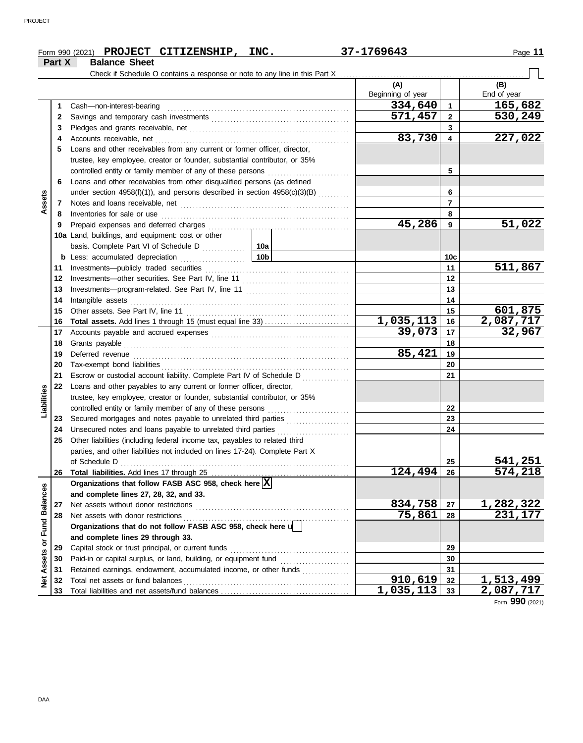Form 990 (2021) **PROJECT CITIZENSHIP, INC.** 37-1769643

## Part X Balance Sheet

Check if Schedule O contains a response or note to any line in this Part X

| | | | (A) Beginning of year | | (B) End of year |
|---|---|---|---|---|---|
| Assets | 1 | Cash—non-interest-bearing | 334,640 | 1 | 165,682 |
| | 2 | Savings and temporary cash investments | 571,457 | 2 | 530,249 |
| | 3 | Pledges and grants receivable, net | | 3 | |
| | 4 | Accounts receivable, net | 83,730 | 4 | 227,022 |
| | 5 | Loans and other receivables from any current or former officer, director, trustee, key employee, creator or founder, substantial contributor, or 35% controlled entity or family member of any of these persons | | 5 | |
| | 6 | Loans and other receivables from other disqualified persons (as defined under section 4958(f)(1)), and persons described in section 4958(c)(3)(B) | | 6 | |
| | 7 | Notes and loans receivable, net | | 7 | |
| | 8 | Inventories for sale or use | | 8 | |
| | 9 | Prepaid expenses and deferred charges | 45,286 | 9 | 51,022 |
| | 10a | Land, buildings, and equipment: cost or other basis. Complete Part VI of Schedule D ... 10a | | | |
| | b | Less: accumulated depreciation ... 10b | | 10c | |
| | 11 | Investments—publicly traded securities | | 11 | 511,867 |
| | 12 | Investments—other securities. See Part IV, line 11 | | 12 | |
| | 13 | Investments—program-related. See Part IV, line 11 | | 13 | |
| | 14 | Intangible assets | | 14 | |
| | 15 | Other assets. See Part IV, line 11 | | 15 | 601,875 |
| | 16 | **Total assets.** Add lines 1 through 15 (must equal line 33) | 1,035,113 | 16 | 2,087,717 |
| Liabilities | 17 | Accounts payable and accrued expenses | 39,073 | 17 | 32,967 |
| | 18 | Grants payable | | 18 | |
| | 19 | Deferred revenue | 85,421 | 19 | |
| | 20 | Tax-exempt bond liabilities | | 20 | |
| | 21 | Escrow or custodial account liability. Complete Part IV of Schedule D | | 21 | |
| | 22 | Loans and other payables to any current or former officer, director, trustee, key employee, creator or founder, substantial contributor, or 35% controlled entity or family member of any of these persons | | 22 | |
| | 23 | Secured mortgages and notes payable to unrelated third parties | | 23 | |
| | 24 | Unsecured notes and loans payable to unrelated third parties | | 24 | |
| | 25 | Other liabilities (including federal income tax, payables to related third parties, and other liabilities not included on lines 17-24). Complete Part X of Schedule D | | 25 | 541,251 |
| | 26 | **Total liabilities.** Add lines 17 through 25 | 124,494 | 26 | 574,218 |
| Net Assets or Fund Balances | | **Organizations that follow FASB ASC 958, check here** [X] **and complete lines 27, 28, 32, and 33.** | | | |
| | 27 | Net assets without donor restrictions | 834,758 | 27 | 1,282,322 |
| | 28 | Net assets with donor restrictions | 75,861 | 28 | 231,177 |
| | | **Organizations that do not follow FASB ASC 958, check here** [ ] **and complete lines 29 through 33.** | | | |
| | 29 | Capital stock or trust principal, or current funds | | 29 | |
| | 30 | Paid-in or capital surplus, or land, building, or equipment fund | | 30 | |
| | 31 | Retained earnings, endowment, accumulated income, or other funds | | 31 | |
| | 32 | Total net assets or fund balances | 910,619 | 32 | 1,513,499 |
| | 33 | Total liabilities and net assets/fund balances | 1,035,113 | 33 | 2,087,717 |

Form **990** (2021)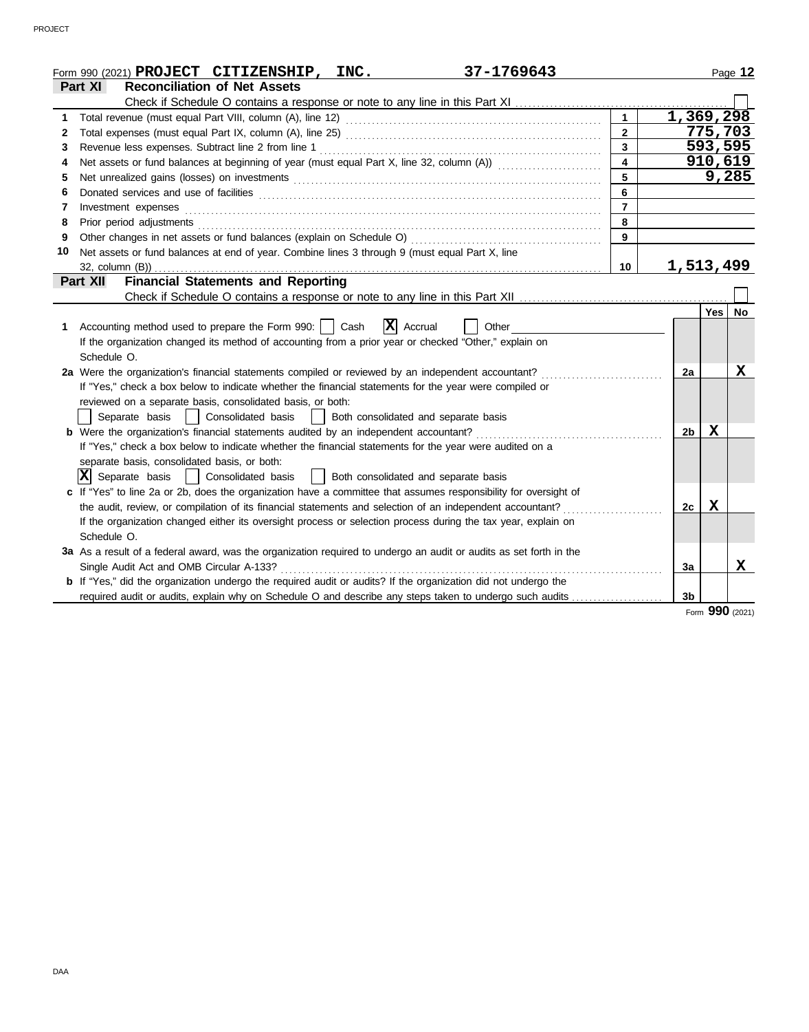Form 990 (2021) **PROJECT CITIZENSHIP, INC.** **37-1769643** Page **12**

## Part XI Reconciliation of Net Assets

Check if Schedule O contains a response or note to any line in this Part XI ☐

| | | | |
|---|---|---|---|
| 1 | Total revenue (must equal Part VIII, column (A), line 12) | 1 | 1,369,298 |
| 2 | Total expenses (must equal Part IX, column (A), line 25) | 2 | 775,703 |
| 3 | Revenue less expenses. Subtract line 2 from line 1 | 3 | 593,595 |
| 4 | Net assets or fund balances at beginning of year (must equal Part X, line 32, column (A)) | 4 | 910,619 |
| 5 | Net unrealized gains (losses) on investments | 5 | 9,285 |
| 6 | Donated services and use of facilities | 6 | |
| 7 | Investment expenses | 7 | |
| 8 | Prior period adjustments | 8 | |
| 9 | Other changes in net assets or fund balances (explain on Schedule O) | 9 | |
| 10 | Net assets or fund balances at end of year. Combine lines 3 through 9 (must equal Part X, line 32, column (B)) | 10 | 1,513,499 |

## Part XII Financial Statements and Reporting

Check if Schedule O contains a response or note to any line in this Part XII ☐

| | | | Yes | No |
|---|---|---|---|---|
| 1 | Accounting method used to prepare the Form 990: ☐ Cash ☒ Accrual ☐ Other<br>If the organization changed its method of accounting from a prior year or checked "Other," explain on Schedule O. | | | |
| 2a | Were the organization's financial statements compiled or reviewed by an independent accountant?<br>If "Yes," check a box below to indicate whether the financial statements for the year were compiled or reviewed on a separate basis, consolidated basis, or both:<br>☐ Separate basis ☐ Consolidated basis ☐ Both consolidated and separate basis | 2a | | X |
| b | Were the organization's financial statements audited by an independent accountant?<br>If "Yes," check a box below to indicate whether the financial statements for the year were audited on a separate basis, consolidated basis, or both:<br>☒ Separate basis ☐ Consolidated basis ☐ Both consolidated and separate basis | 2b | X | |
| c | If "Yes" to line 2a or 2b, does the organization have a committee that assumes responsibility for oversight of the audit, review, or compilation of its financial statements and selection of an independent accountant?<br>If the organization changed either its oversight process or selection process during the tax year, explain on Schedule O. | 2c | X | |
| 3a | As a result of a federal award, was the organization required to undergo an audit or audits as set forth in the Single Audit Act and OMB Circular A-133? | 3a | | X |
| b | If "Yes," did the organization undergo the required audit or audits? If the organization did not undergo the required audit or audits, explain why on Schedule O and describe any steps taken to undergo such audits | 3b | | |

Form **990** (2021)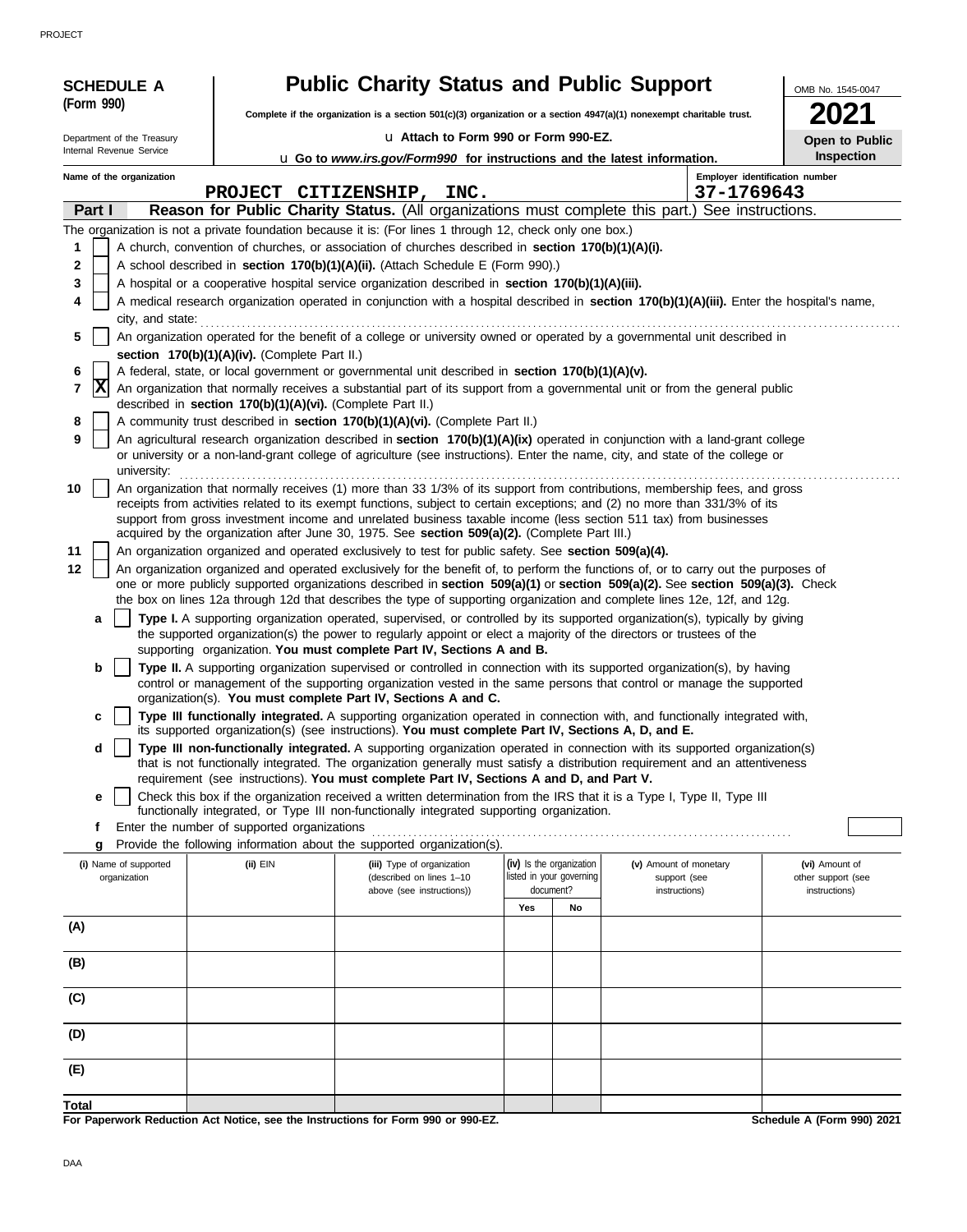**SCHEDULE A (Form 990)**

Department of the Treasury
Internal Revenue Service

# Public Charity Status and Public Support

**Complete if the organization is a section 501(c)(3) organization or a section 4947(a)(1) nonexempt charitable trust.**

u Attach to Form 990 or Form 990-EZ.

u Go to *www.irs.gov/Form990* for instructions and the latest information.

OMB No. 1545-0047

**2021**

**Open to Public Inspection**

Name of the organization: **PROJECT CITIZENSHIP, INC.**

Employer identification number: **37-1769643**

## Part I — Reason for Public Charity Status. (All organizations must complete this part.) See instructions.

The organization is not a private foundation because it is: (For lines 1 through 12, check only one box.)

1 [ ] A church, convention of churches, or association of churches described in **section 170(b)(1)(A)(i).**

2 [ ] A school described in **section 170(b)(1)(A)(ii).** (Attach Schedule E (Form 990).)

3 [ ] A hospital or a cooperative hospital service organization described in **section 170(b)(1)(A)(iii).**

4 [ ] A medical research organization operated in conjunction with a hospital described in **section 170(b)(1)(A)(iii).** Enter the hospital's name, city, and state:

5 [ ] An organization operated for the benefit of a college or university owned or operated by a governmental unit described in **section 170(b)(1)(A)(iv).** (Complete Part II.)

6 [ ] A federal, state, or local government or governmental unit described in **section 170(b)(1)(A)(v).**

7 [X] An organization that normally receives a substantial part of its support from a governmental unit or from the general public described in **section 170(b)(1)(A)(vi).** (Complete Part II.)

8 [ ] A community trust described in **section 170(b)(1)(A)(vi).** (Complete Part II.)

9 [ ] An agricultural research organization described in **section 170(b)(1)(A)(ix)** operated in conjunction with a land-grant college or university or a non-land-grant college of agriculture (see instructions). Enter the name, city, and state of the college or university:

10 [ ] An organization that normally receives (1) more than 33 1/3% of its support from contributions, membership fees, and gross receipts from activities related to its exempt functions, subject to certain exceptions; and (2) no more than 331/3% of its support from gross investment income and unrelated business taxable income (less section 511 tax) from businesses acquired by the organization after June 30, 1975. See **section 509(a)(2).** (Complete Part III.)

11 [ ] An organization organized and operated exclusively to test for public safety. See **section 509(a)(4).**

12 [ ] An organization organized and operated exclusively for the benefit of, to perform the functions of, or to carry out the purposes of one or more publicly supported organizations described in **section 509(a)(1)** or **section 509(a)(2).** See **section 509(a)(3).** Check the box on lines 12a through 12d that describes the type of supporting organization and complete lines 12e, 12f, and 12g.

**a** [ ] **Type I.** A supporting organization operated, supervised, or controlled by its supported organization(s), typically by giving the supported organization(s) the power to regularly appoint or elect a majority of the directors or trustees of the supporting organization. **You must complete Part IV, Sections A and B.**

**b** [ ] **Type II.** A supporting organization supervised or controlled in connection with its supported organization(s), by having control or management of the supporting organization vested in the same persons that control or manage the supported organization(s). **You must complete Part IV, Sections A and C.**

**c** [ ] **Type III functionally integrated.** A supporting organization operated in connection with, and functionally integrated with, its supported organization(s) (see instructions). **You must complete Part IV, Sections A, D, and E.**

**d** [ ] **Type III non-functionally integrated.** A supporting organization operated in connection with its supported organization(s) that is not functionally integrated. The organization generally must satisfy a distribution requirement and an attentiveness requirement (see instructions). **You must complete Part IV, Sections A and D, and Part V.**

**e** [ ] Check this box if the organization received a written determination from the IRS that it is a Type I, Type II, Type III functionally integrated, or Type III non-functionally integrated supporting organization.

**f** Enter the number of supported organizations

**g** Provide the following information about the supported organization(s).

| (i) Name of supported organization | (ii) EIN | (iii) Type of organization (described on lines 1–10 above (see instructions)) | (iv) Is the organization listed in your governing document? | | (v) Amount of monetary support (see instructions) | (vi) Amount of other support (see instructions) |
|---|---|---|---|---|---|---|
| | | | Yes | No | | |
| (A) | | | | | | |
| (B) | | | | | | |
| (C) | | | | | | |
| (D) | | | | | | |
| (E) | | | | | | |
| Total | | | | | | |

**For Paperwork Reduction Act Notice, see the Instructions for Form 990 or 990-EZ.**

**Schedule A (Form 990) 2021**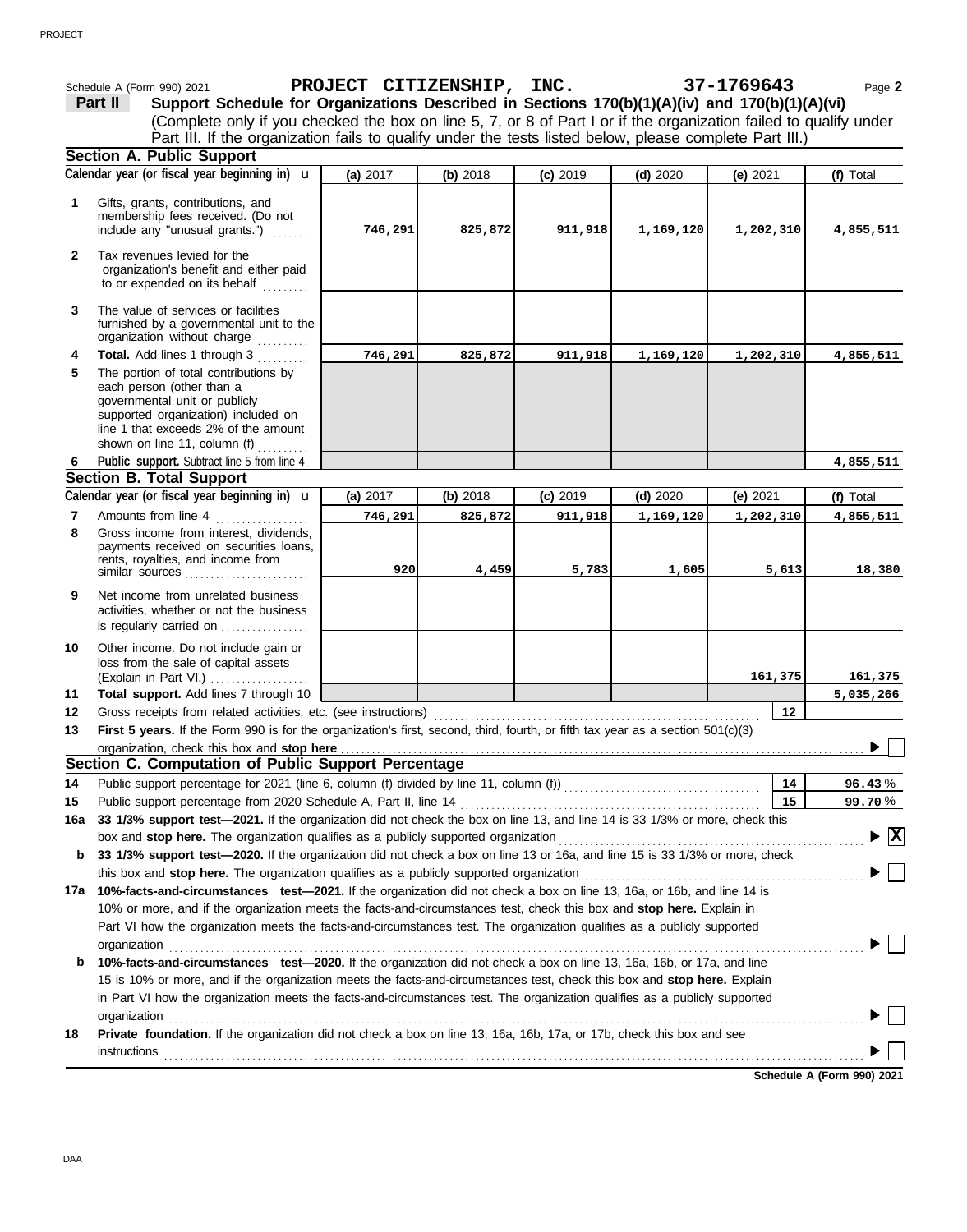Schedule A (Form 990) 2021 **PROJECT CITIZENSHIP, INC.** **37-1769643**

**Part II** **Support Schedule for Organizations Described in Sections 170(b)(1)(A)(iv) and 170(b)(1)(A)(vi)**
(Complete only if you checked the box on line 5, 7, or 8 of Part I or if the organization failed to qualify under Part III. If the organization fails to qualify under the tests listed below, please complete Part III.)

### Section A. Public Support

| Calendar year (or fiscal year beginning in) u | (a) 2017 | (b) 2018 | (c) 2019 | (d) 2020 | (e) 2021 | (f) Total |
|---|---|---|---|---|---|---|
| **1** Gifts, grants, contributions, and membership fees received. (Do not include any "unusual grants.") | 746,291 | 825,872 | 911,918 | 1,169,120 | 1,202,310 | 4,855,511 |
| **2** Tax revenues levied for the organization's benefit and either paid to or expended on its behalf | | | | | | |
| **3** The value of services or facilities furnished by a governmental unit to the organization without charge | | | | | | |
| **4** **Total.** Add lines 1 through 3 | 746,291 | 825,872 | 911,918 | 1,169,120 | 1,202,310 | 4,855,511 |
| **5** The portion of total contributions by each person (other than a governmental unit or publicly supported organization) included on line 1 that exceeds 2% of the amount shown on line 11, column (f) | | | | | | |
| **6** **Public support.** Subtract line 5 from line 4 | | | | | | 4,855,511 |

### Section B. Total Support

| Calendar year (or fiscal year beginning in) u | (a) 2017 | (b) 2018 | (c) 2019 | (d) 2020 | (e) 2021 | (f) Total |
|---|---|---|---|---|---|---|
| **7** Amounts from line 4 | 746,291 | 825,872 | 911,918 | 1,169,120 | 1,202,310 | 4,855,511 |
| **8** Gross income from interest, dividends, payments received on securities loans, rents, royalties, and income from similar sources | 920 | 4,459 | 5,783 | 1,605 | 5,613 | 18,380 |
| **9** Net income from unrelated business activities, whether or not the business is regularly carried on | | | | | | |
| **10** Other income. Do not include gain or loss from the sale of capital assets (Explain in Part VI.) | | | | | 161,375 | 161,375 |
| **11** **Total support.** Add lines 7 through 10 | | | | | | 5,035,266 |

**12** Gross receipts from related activities, etc. (see instructions) | **12** |

**13** **First 5 years.** If the Form 990 is for the organization's first, second, third, fourth, or fifth tax year as a section 501(c)(3) organization, check this box and **stop here** ☐

### Section C. Computation of Public Support Percentage

**14** Public support percentage for 2021 (line 6, column (f) divided by line 11, column (f)) | **14** | 96.43 %

**15** Public support percentage from 2020 Schedule A, Part II, line 14 | **15** | 99.70 %

**16a** **33 1/3% support test—2021.** If the organization did not check the box on line 13, and line 14 is 33 1/3% or more, check this box and **stop here.** The organization qualifies as a publicly supported organization ☒

**b** **33 1/3% support test—2020.** If the organization did not check a box on line 13 or 16a, and line 15 is 33 1/3% or more, check this box and **stop here.** The organization qualifies as a publicly supported organization ☐

**17a** **10%-facts-and-circumstances test—2021.** If the organization did not check a box on line 13, 16a, or 16b, and line 14 is 10% or more, and if the organization meets the facts-and-circumstances test, check this box and **stop here.** Explain in Part VI how the organization meets the facts-and-circumstances test. The organization qualifies as a publicly supported organization ☐

**b** **10%-facts-and-circumstances test—2020.** If the organization did not check a box on line 13, 16a, 16b, or 17a, and line 15 is 10% or more, and if the organization meets the facts-and-circumstances test, check this box and **stop here.** Explain in Part VI how the organization meets the facts-and-circumstances test. The organization qualifies as a publicly supported organization ☐

**18** **Private foundation.** If the organization did not check a box on line 13, 16a, 16b, 17a, or 17b, check this box and see instructions ☐

**Schedule A (Form 990) 2021**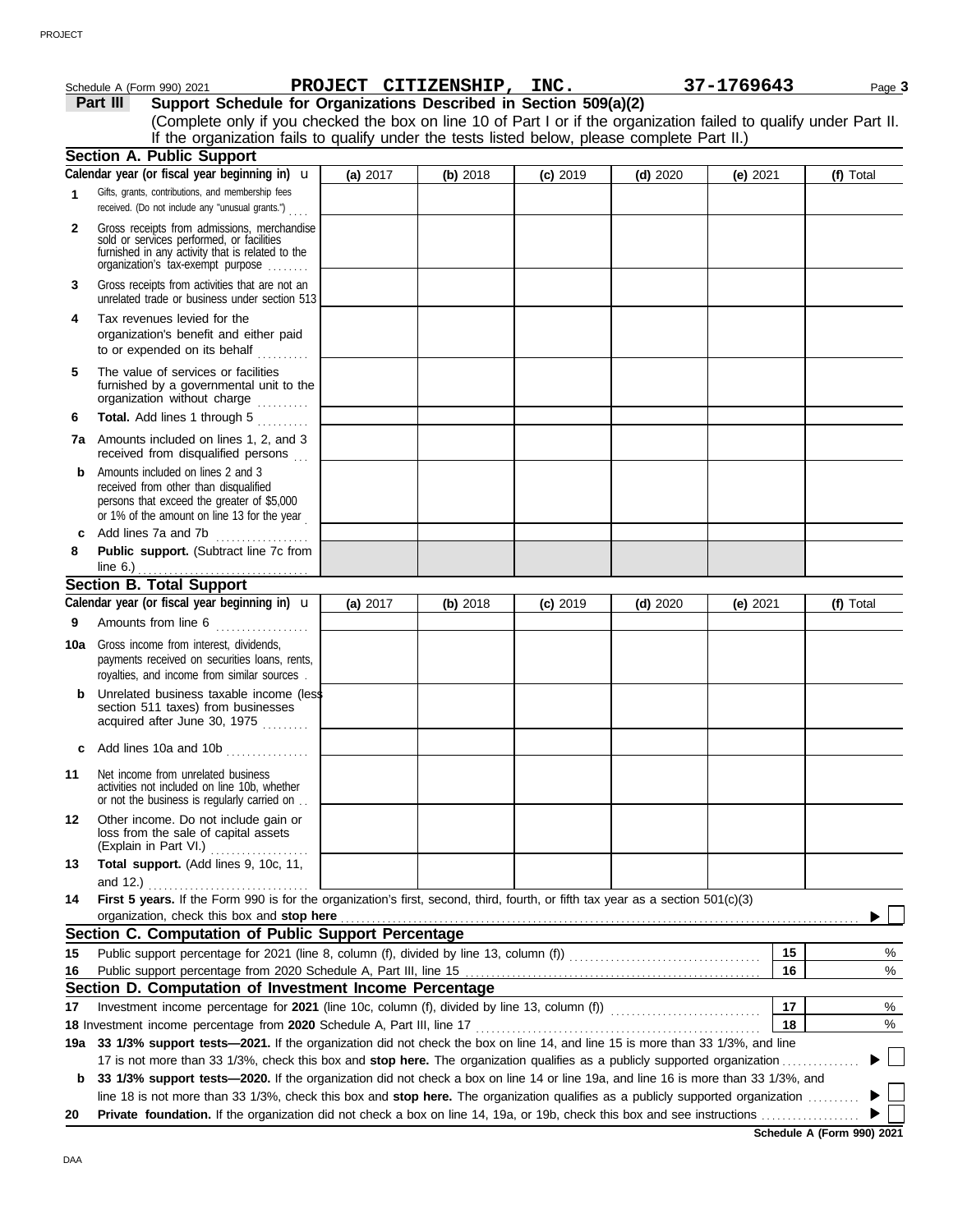Schedule A (Form 990) 2021 **PROJECT CITIZENSHIP, INC.** **37-1769643** Page **3**

## Part III Support Schedule for Organizations Described in Section 509(a)(2)

(Complete only if you checked the box on line 10 of Part I or if the organization failed to qualify under Part II. If the organization fails to qualify under the tests listed below, please complete Part II.)

### Section A. Public Support

| Calendar year (or fiscal year beginning in) | (a) 2017 | (b) 2018 | (c) 2019 | (d) 2020 | (e) 2021 | (f) Total |
|---|---|---|---|---|---|---|
| **1** Gifts, grants, contributions, and membership fees received. (Do not include any "unusual grants.") | | | | | | |
| **2** Gross receipts from admissions, merchandise sold or services performed, or facilities furnished in any activity that is related to the organization's tax-exempt purpose | | | | | | |
| **3** Gross receipts from activities that are not an unrelated trade or business under section 513 | | | | | | |
| **4** Tax revenues levied for the organization's benefit and either paid to or expended on its behalf | | | | | | |
| **5** The value of services or facilities furnished by a governmental unit to the organization without charge | | | | | | |
| **6** **Total.** Add lines 1 through 5 | | | | | | |
| **7a** Amounts included on lines 1, 2, and 3 received from disqualified persons | | | | | | |
| **b** Amounts included on lines 2 and 3 received from other than disqualified persons that exceed the greater of $5,000 or 1% of the amount on line 13 for the year | | | | | | |
| **c** Add lines 7a and 7b | | | | | | |
| **8** **Public support.** (Subtract line 7c from line 6.) | | | | | | |

### Section B. Total Support

| Calendar year (or fiscal year beginning in) | (a) 2017 | (b) 2018 | (c) 2019 | (d) 2020 | (e) 2021 | (f) Total |
|---|---|---|---|---|---|---|
| **9** Amounts from line 6 | | | | | | |
| **10a** Gross income from interest, dividends, payments received on securities loans, rents, royalties, and income from similar sources | | | | | | |
| **b** Unrelated business taxable income (less section 511 taxes) from businesses acquired after June 30, 1975 | | | | | | |
| **c** Add lines 10a and 10b | | | | | | |
| **11** Net income from unrelated business activities not included on line 10b, whether or not the business is regularly carried on | | | | | | |
| **12** Other income. Do not include gain or loss from the sale of capital assets (Explain in Part VI.) | | | | | | |
| **13** **Total support.** (Add lines 9, 10c, 11, and 12.) | | | | | | |

**14** **First 5 years.** If the Form 990 is for the organization's first, second, third, fourth, or fifth tax year as a section 501(c)(3) organization, check this box and **stop here** ▶ ☐

### Section C. Computation of Public Support Percentage

| | | | |
|---|---|---|---|
| **15** | Public support percentage for 2021 (line 8, column (f), divided by line 13, column (f)) | 15 | % |
| **16** | Public support percentage from 2020 Schedule A, Part III, line 15 | 16 | % |

### Section D. Computation of Investment Income Percentage

| | | | |
|---|---|---|---|
| **17** | Investment income percentage for **2021** (line 10c, column (f), divided by line 13, column (f)) | 17 | % |
| **18** | Investment income percentage from **2020** Schedule A, Part III, line 17 | 18 | % |

**19a** **33 1/3% support tests—2021.** If the organization did not check the box on line 14, and line 15 is more than 33 1/3%, and line 17 is not more than 33 1/3%, check this box and **stop here.** The organization qualifies as a publicly supported organization ▶ ☐

**b** **33 1/3% support tests—2020.** If the organization did not check a box on line 14 or line 19a, and line 16 is more than 33 1/3%, and line 18 is not more than 33 1/3%, check this box and **stop here.** The organization qualifies as a publicly supported organization ▶ ☐

**20** **Private foundation.** If the organization did not check a box on line 14, 19a, or 19b, check this box and see instructions ▶ ☐

**Schedule A (Form 990) 2021**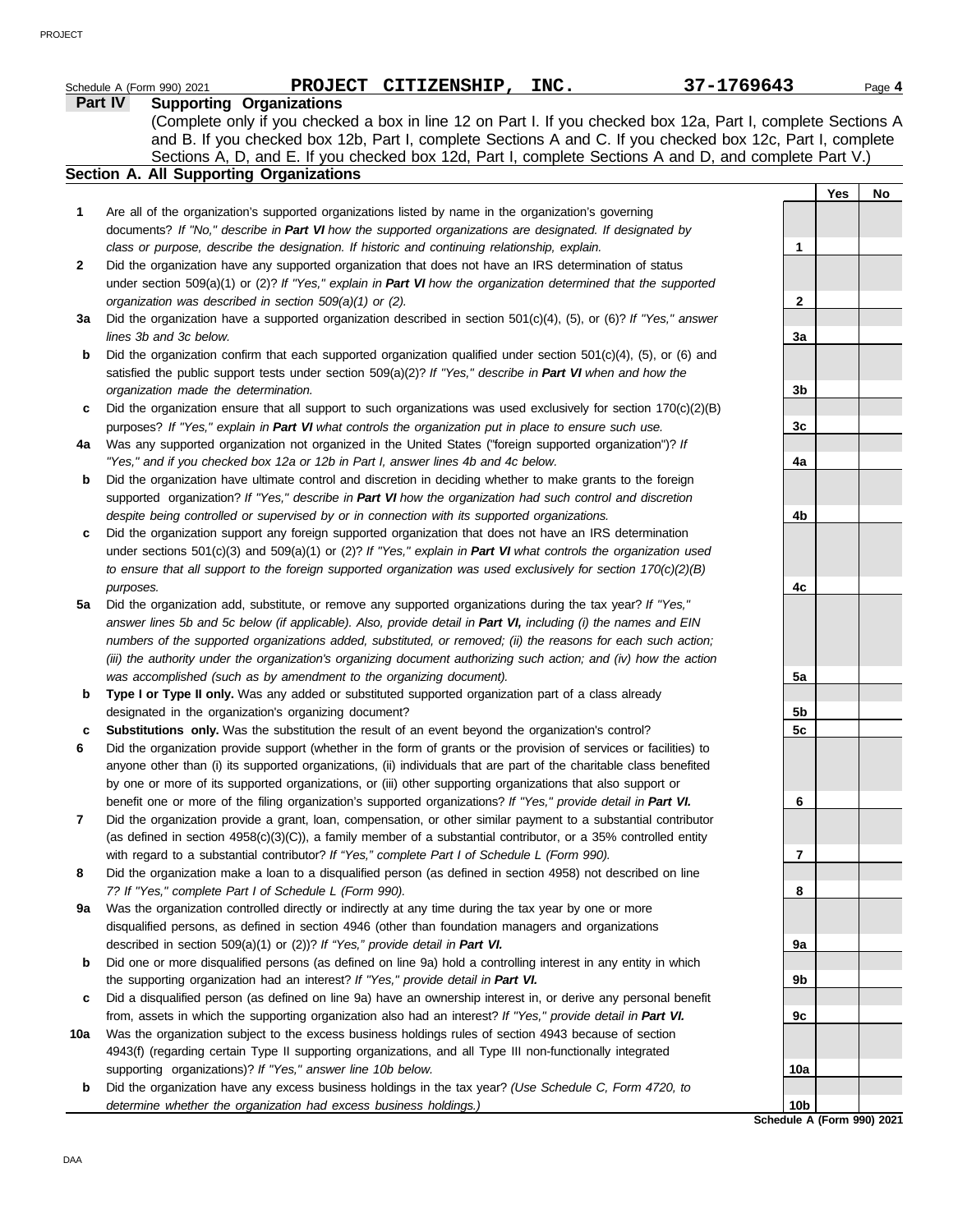Schedule A (Form 990) 2021 **PROJECT CITIZENSHIP, INC.** 37-1769643 Page **4**

## Part IV Supporting Organizations

(Complete only if you checked a box in line 12 on Part I. If you checked box 12a, Part I, complete Sections A and B. If you checked box 12b, Part I, complete Sections A and C. If you checked box 12c, Part I, complete Sections A, D, and E. If you checked box 12d, Part I, complete Sections A and D, and complete Part V.)

### Section A. All Supporting Organizations

| | | | Yes | No |
|---|---|---|---|---|
| **1** | Are all of the organization's supported organizations listed by name in the organization's governing documents? *If "No," describe in **Part VI** how the supported organizations are designated. If designated by class or purpose, describe the designation. If historic and continuing relationship, explain.* | 1 | | |
| **2** | Did the organization have any supported organization that does not have an IRS determination of status under section 509(a)(1) or (2)? *If "Yes," explain in **Part VI** how the organization determined that the supported organization was described in section 509(a)(1) or (2).* | 2 | | |
| **3a** | Did the organization have a supported organization described in section 501(c)(4), (5), or (6)? *If "Yes," answer lines 3b and 3c below.* | 3a | | |
| **b** | Did the organization confirm that each supported organization qualified under section 501(c)(4), (5), or (6) and satisfied the public support tests under section 509(a)(2)? *If "Yes," describe in **Part VI** when and how the organization made the determination.* | 3b | | |
| **c** | Did the organization ensure that all support to such organizations was used exclusively for section 170(c)(2)(B) purposes? *If "Yes," explain in **Part VI** what controls the organization put in place to ensure such use.* | 3c | | |
| **4a** | Was any supported organization not organized in the United States ("foreign supported organization")? *If "Yes," and if you checked box 12a or 12b in Part I, answer lines 4b and 4c below.* | 4a | | |
| **b** | Did the organization have ultimate control and discretion in deciding whether to make grants to the foreign supported organization? *If "Yes," describe in **Part VI** how the organization had such control and discretion despite being controlled or supervised by or in connection with its supported organizations.* | 4b | | |
| **c** | Did the organization support any foreign supported organization that does not have an IRS determination under sections 501(c)(3) and 509(a)(1) or (2)? *If "Yes," explain in **Part VI** what controls the organization used to ensure that all support to the foreign supported organization was used exclusively for section 170(c)(2)(B) purposes.* | 4c | | |
| **5a** | Did the organization add, substitute, or remove any supported organizations during the tax year? *If "Yes," answer lines 5b and 5c below (if applicable). Also, provide detail in **Part VI,** including (i) the names and EIN numbers of the supported organizations added, substituted, or removed; (ii) the reasons for each such action; (iii) the authority under the organization's organizing document authorizing such action; and (iv) how the action was accomplished (such as by amendment to the organizing document).* | 5a | | |
| **b** | **Type I or Type II only.** Was any added or substituted supported organization part of a class already designated in the organization's organizing document? | 5b | | |
| **c** | **Substitutions only.** Was the substitution the result of an event beyond the organization's control? | 5c | | |
| **6** | Did the organization provide support (whether in the form of grants or the provision of services or facilities) to anyone other than (i) its supported organizations, (ii) individuals that are part of the charitable class benefited by one or more of its supported organizations, or (iii) other supporting organizations that also support or benefit one or more of the filing organization's supported organizations? *If "Yes," provide detail in **Part VI.*** | 6 | | |
| **7** | Did the organization provide a grant, loan, compensation, or other similar payment to a substantial contributor (as defined in section 4958(c)(3)(C)), a family member of a substantial contributor, or a 35% controlled entity with regard to a substantial contributor? *If "Yes," complete Part I of Schedule L (Form 990).* | 7 | | |
| **8** | Did the organization make a loan to a disqualified person (as defined in section 4958) not described on line 7? *If "Yes," complete Part I of Schedule L (Form 990).* | 8 | | |
| **9a** | Was the organization controlled directly or indirectly at any time during the tax year by one or more disqualified persons, as defined in section 4946 (other than foundation managers and organizations described in section 509(a)(1) or (2))? *If "Yes," provide detail in **Part VI.*** | 9a | | |
| **b** | Did one or more disqualified persons (as defined on line 9a) hold a controlling interest in any entity in which the supporting organization had an interest? *If "Yes," provide detail in **Part VI.*** | 9b | | |
| **c** | Did a disqualified person (as defined on line 9a) have an ownership interest in, or derive any personal benefit from, assets in which the supporting organization also had an interest? *If "Yes," provide detail in **Part VI.*** | 9c | | |
| **10a** | Was the organization subject to the excess business holdings rules of section 4943 because of section 4943(f) (regarding certain Type II supporting organizations, and all Type III non-functionally integrated supporting organizations)? *If "Yes," answer line 10b below.* | 10a | | |
| **b** | Did the organization have any excess business holdings in the tax year? *(Use Schedule C, Form 4720, to determine whether the organization had excess business holdings.)* | 10b | | |

**Schedule A (Form 990) 2021**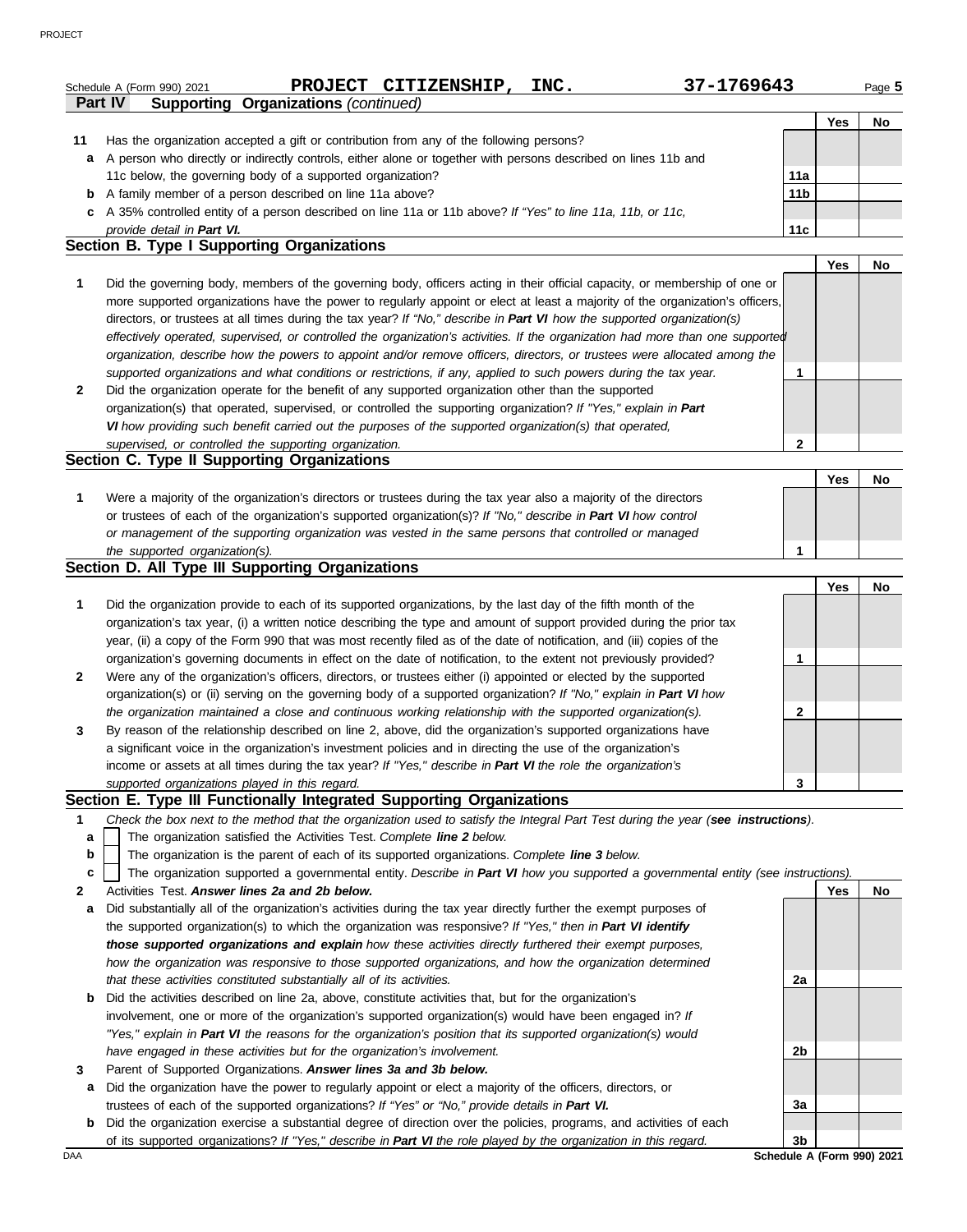Schedule A (Form 990) 2021 **PROJECT CITIZENSHIP, INC.** **37-1769643** Page **5**

**Part IV Supporting Organizations** *(continued)*

| | | | Yes | No |
|---|---|---|---|---|
| **11** | Has the organization accepted a gift or contribution from any of the following persons? | | | |
| **a** | A person who directly or indirectly controls, either alone or together with persons described on lines 11b and 11c below, the governing body of a supported organization? | **11a** | | |
| **b** | A family member of a person described on line 11a above? | **11b** | | |
| **c** | A 35% controlled entity of a person described on line 11a or 11b above? *If "Yes" to line 11a, 11b, or 11c, provide detail in* ***Part VI.*** | **11c** | | |

## Section B. Type I Supporting Organizations

| | | | Yes | No |
|---|---|---|---|---|
| **1** | Did the governing body, members of the governing body, officers acting in their official capacity, or membership of one or more supported organizations have the power to regularly appoint or elect at least a majority of the organization's officers, directors, or trustees at all times during the tax year? *If "No," describe in* ***Part VI*** *how the supported organization(s) effectively operated, supervised, or controlled the organization's activities. If the organization had more than one supported organization, describe how the powers to appoint and/or remove officers, directors, or trustees were allocated among the supported organizations and what conditions or restrictions, if any, applied to such powers during the tax year.* | **1** | | |
| **2** | Did the organization operate for the benefit of any supported organization other than the supported organization(s) that operated, supervised, or controlled the supporting organization? *If "Yes," explain in* ***Part VI*** *how providing such benefit carried out the purposes of the supported organization(s) that operated, supervised, or controlled the supporting organization.* | **2** | | |

## Section C. Type II Supporting Organizations

| | | | Yes | No |
|---|---|---|---|---|
| **1** | Were a majority of the organization's directors or trustees during the tax year also a majority of the directors or trustees of each of the organization's supported organization(s)? *If "No," describe in* ***Part VI*** *how control or management of the supporting organization was vested in the same persons that controlled or managed the supported organization(s).* | **1** | | |

## Section D. All Type III Supporting Organizations

| | | | Yes | No |
|---|---|---|---|---|
| **1** | Did the organization provide to each of its supported organizations, by the last day of the fifth month of the organization's tax year, (i) a written notice describing the type and amount of support provided during the prior tax year, (ii) a copy of the Form 990 that was most recently filed as of the date of notification, and (iii) copies of the organization's governing documents in effect on the date of notification, to the extent not previously provided? | **1** | | |
| **2** | Were any of the organization's officers, directors, or trustees either (i) appointed or elected by the supported organization(s) or (ii) serving on the governing body of a supported organization? *If "No," explain in* ***Part VI*** *how the organization maintained a close and continuous working relationship with the supported organization(s).* | **2** | | |
| **3** | By reason of the relationship described on line 2, above, did the organization's supported organizations have a significant voice in the organization's investment policies and in directing the use of the organization's income or assets at all times during the tax year? *If "Yes," describe in* ***Part VI*** *the role the organization's supported organizations played in this regard.* | **3** | | |

## Section E. Type III Functionally Integrated Supporting Organizations

**1** *Check the box next to the method that the organization used to satisfy the Integral Part Test during the year (****see instructions****).*

- **a** ☐ The organization satisfied the Activities Test. *Complete* ***line 2*** *below.*
- **b** ☐ The organization is the parent of each of its supported organizations. *Complete* ***line 3*** *below.*
- **c** ☐ The organization supported a governmental entity. *Describe in* ***Part VI*** *how you supported a governmental entity (see instructions).*

| | | | Yes | No |
|---|---|---|---|---|
| **2** | Activities Test. ***Answer lines 2a and 2b below.*** | | | |
| **a** | Did substantially all of the organization's activities during the tax year directly further the exempt purposes of the supported organization(s) to which the organization was responsive? *If "Yes," then in* ***Part VI identify those supported organizations and explain*** *how these activities directly furthered their exempt purposes, how the organization was responsive to those supported organizations, and how the organization determined that these activities constituted substantially all of its activities.* | **2a** | | |
| **b** | Did the activities described on line 2a, above, constitute activities that, but for the organization's involvement, one or more of the organization's supported organization(s) would have been engaged in? *If "Yes," explain in* ***Part VI*** *the reasons for the organization's position that its supported organization(s) would have engaged in these activities but for the organization's involvement.* | **2b** | | |
| **3** | Parent of Supported Organizations. ***Answer lines 3a and 3b below.*** | | | |
| **a** | Did the organization have the power to regularly appoint or elect a majority of the officers, directors, or trustees of each of the supported organizations? *If "Yes" or "No," provide details in* ***Part VI.*** | **3a** | | |
| **b** | Did the organization exercise a substantial degree of direction over the policies, programs, and activities of each of its supported organizations? *If "Yes," describe in* ***Part VI*** *the role played by the organization in this regard.* | **3b** | | |

DAA **Schedule A (Form 990) 2021**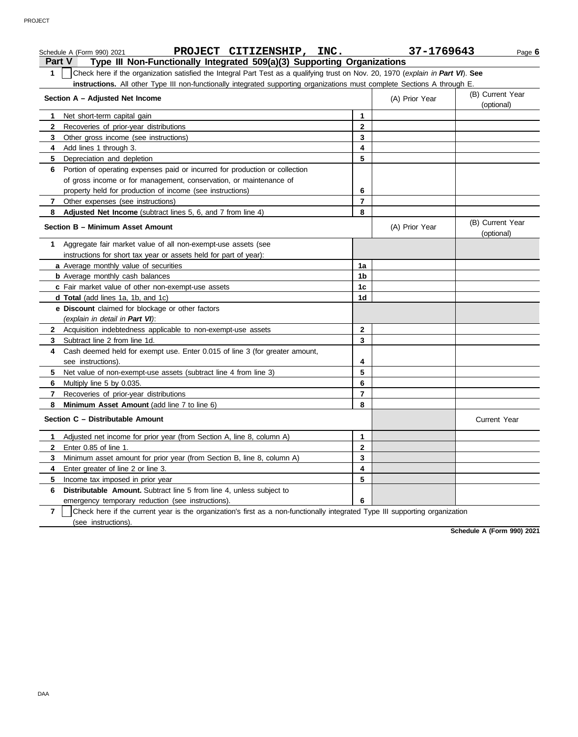Schedule A (Form 990) 2021 **PROJECT CITIZENSHIP, INC.** **37-1769643** Page **6**

## Part V Type III Non-Functionally Integrated 509(a)(3) Supporting Organizations

**1** ☐ Check here if the organization satisfied the Integral Part Test as a qualifying trust on Nov. 20, 1970 (*explain in* ***Part VI***). **See instructions.** All other Type III non-functionally integrated supporting organizations must complete Sections A through E.

| Section A – Adjusted Net Income | | (A) Prior Year | (B) Current Year (optional) |
|---|---|---|---|
| **1** Net short-term capital gain | 1 | | |
| **2** Recoveries of prior-year distributions | 2 | | |
| **3** Other gross income (see instructions) | 3 | | |
| **4** Add lines 1 through 3. | 4 | | |
| **5** Depreciation and depletion | 5 | | |
| **6** Portion of operating expenses paid or incurred for production or collection of gross income or for management, conservation, or maintenance of property held for production of income (see instructions) | 6 | | |
| **7** Other expenses (see instructions) | 7 | | |
| **8** **Adjusted Net Income** (subtract lines 5, 6, and 7 from line 4) | 8 | | |

| Section B – Minimum Asset Amount | | (A) Prior Year | (B) Current Year (optional) |
|---|---|---|---|
| **1** Aggregate fair market value of all non-exempt-use assets (see instructions for short tax year or assets held for part of year): | | | |
| **a** Average monthly value of securities | 1a | | |
| **b** Average monthly cash balances | 1b | | |
| **c** Fair market value of other non-exempt-use assets | 1c | | |
| **d** **Total** (add lines 1a, 1b, and 1c) | 1d | | |
| **e** **Discount** claimed for blockage or other factors (*explain in detail in* ***Part VI***): | | | |
| **2** Acquisition indebtedness applicable to non-exempt-use assets | 2 | | |
| **3** Subtract line 2 from line 1d. | 3 | | |
| **4** Cash deemed held for exempt use. Enter 0.015 of line 3 (for greater amount, see instructions). | 4 | | |
| **5** Net value of non-exempt-use assets (subtract line 4 from line 3) | 5 | | |
| **6** Multiply line 5 by 0.035. | 6 | | |
| **7** Recoveries of prior-year distributions | 7 | | |
| **8** **Minimum Asset Amount** (add line 7 to line 6) | 8 | | |

| Section C – Distributable Amount | | | Current Year |
|---|---|---|---|
| **1** Adjusted net income for prior year (from Section A, line 8, column A) | 1 | | |
| **2** Enter 0.85 of line 1. | 2 | | |
| **3** Minimum asset amount for prior year (from Section B, line 8, column A) | 3 | | |
| **4** Enter greater of line 2 or line 3. | 4 | | |
| **5** Income tax imposed in prior year | 5 | | |
| **6** **Distributable Amount.** Subtract line 5 from line 4, unless subject to emergency temporary reduction (see instructions). | 6 | | |

**7** ☐ Check here if the current year is the organization's first as a non-functionally integrated Type III supporting organization (see instructions).

**Schedule A (Form 990) 2021**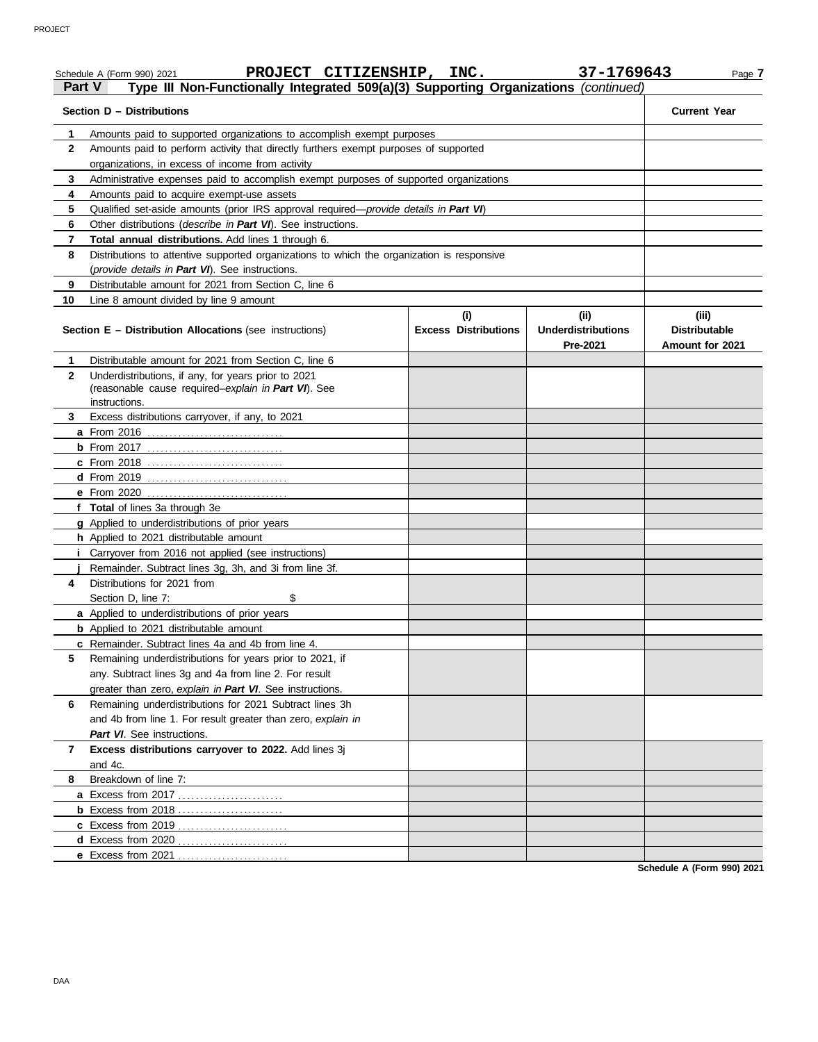Schedule A (Form 990) 2021 **PROJECT CITIZENSHIP, INC.** **37-1769643** Page **7**

**Part V** **Type III Non-Functionally Integrated 509(a)(3) Supporting Organizations** *(continued)*

| **Section D – Distributions** | **Current Year** |
|---|---|
| **1** Amounts paid to supported organizations to accomplish exempt purposes | |
| **2** Amounts paid to perform activity that directly furthers exempt purposes of supported organizations, in excess of income from activity | |
| **3** Administrative expenses paid to accomplish exempt purposes of supported organizations | |
| **4** Amounts paid to acquire exempt-use assets | |
| **5** Qualified set-aside amounts (prior IRS approval required—*provide details in **Part VI***) | |
| **6** Other distributions (*describe in **Part VI***). See instructions. | |
| **7** **Total annual distributions.** Add lines 1 through 6. | |
| **8** Distributions to attentive supported organizations to which the organization is responsive (*provide details in **Part VI***). See instructions. | |
| **9** Distributable amount for 2021 from Section C, line 6 | |
| **10** Line 8 amount divided by line 9 amount | |

| **Section E – Distribution Allocations** (see instructions) | **(i) Excess Distributions** | **(ii) Underdistributions Pre-2021** | **(iii) Distributable Amount for 2021** |
|---|---|---|---|
| **1** Distributable amount for 2021 from Section C, line 6 | | | |
| **2** Underdistributions, if any, for years prior to 2021 (reasonable cause required–*explain in **Part VI***). See instructions. | | | |
| **3** Excess distributions carryover, if any, to 2021 | | | |
| **a** From 2016 | | | |
| **b** From 2017 | | | |
| **c** From 2018 | | | |
| **d** From 2019 | | | |
| **e** From 2020 | | | |
| **f** **Total** of lines 3a through 3e | | | |
| **g** Applied to underdistributions of prior years | | | |
| **h** Applied to 2021 distributable amount | | | |
| **i** Carryover from 2016 not applied (see instructions) | | | |
| **j** Remainder. Subtract lines 3g, 3h, and 3i from line 3f. | | | |
| **4** Distributions for 2021 from Section D, line 7: $ | | | |
| **a** Applied to underdistributions of prior years | | | |
| **b** Applied to 2021 distributable amount | | | |
| **c** Remainder. Subtract lines 4a and 4b from line 4. | | | |
| **5** Remaining underdistributions for years prior to 2021, if any. Subtract lines 3g and 4a from line 2. For result greater than zero, *explain in **Part VI***. See instructions. | | | |
| **6** Remaining underdistributions for 2021 Subtract lines 3h and 4b from line 1. For result greater than zero, *explain in **Part VI***. See instructions. | | | |
| **7** **Excess distributions carryover to 2022.** Add lines 3j and 4c. | | | |
| **8** Breakdown of line 7: | | | |
| **a** Excess from 2017 | | | |
| **b** Excess from 2018 | | | |
| **c** Excess from 2019 | | | |
| **d** Excess from 2020 | | | |
| **e** Excess from 2021 | | | |

**Schedule A (Form 990) 2021**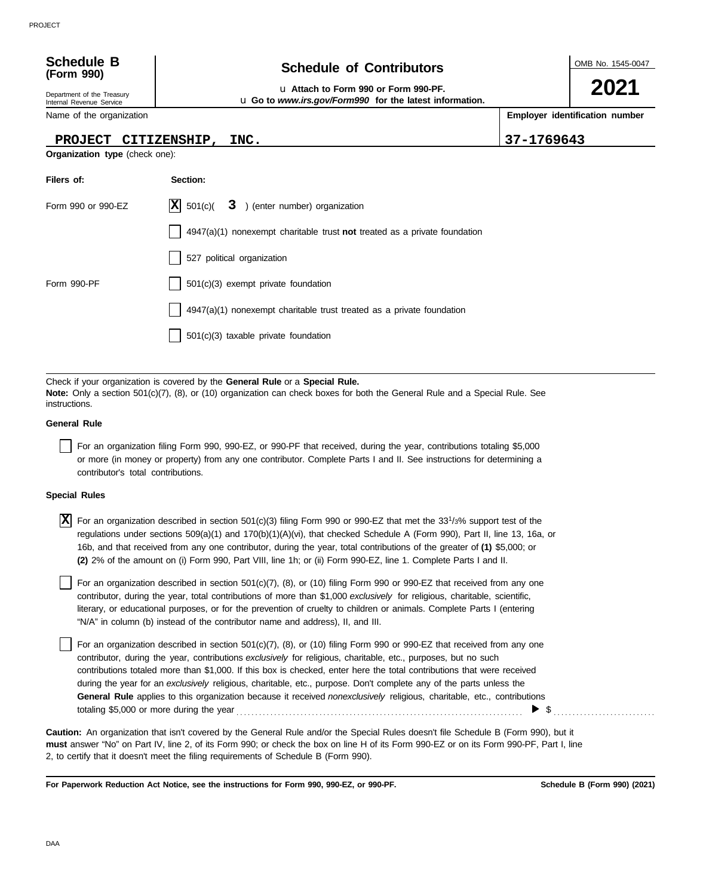# Schedule B (Form 990)

## Schedule of Contributors

u Attach to Form 990 or Form 990-PF.

u Go to *www.irs.gov/Form990* for the latest information.

OMB No. 1545-0047

**2021**

Department of the Treasury
Internal Revenue Service

| Name of the organization | Employer identification number |
|---|---|
| PROJECT CITIZENSHIP, INC. | 37-1769643 |

**Organization type** (check one):

| Filers of: | Section: |
|---|---|
| Form 990 or 990-EZ | [X] 501(c)( 3 ) (enter number) organization |
| | [ ] 4947(a)(1) nonexempt charitable trust **not** treated as a private foundation |
| | [ ] 527 political organization |
| Form 990-PF | [ ] 501(c)(3) exempt private foundation |
| | [ ] 4947(a)(1) nonexempt charitable trust treated as a private foundation |
| | [ ] 501(c)(3) taxable private foundation |

Check if your organization is covered by the **General Rule** or a **Special Rule.**

**Note:** Only a section 501(c)(7), (8), or (10) organization can check boxes for both the General Rule and a Special Rule. See instructions.

**General Rule**

[ ] For an organization filing Form 990, 990-EZ, or 990-PF that received, during the year, contributions totaling $5,000 or more (in money or property) from any one contributor. Complete Parts I and II. See instructions for determining a contributor's total contributions.

**Special Rules**

[X] For an organization described in section 501(c)(3) filing Form 990 or 990-EZ that met the $33^1/_3$% support test of the regulations under sections 509(a)(1) and 170(b)(1)(A)(vi), that checked Schedule A (Form 990), Part II, line 13, 16a, or 16b, and that received from any one contributor, during the year, total contributions of the greater of **(1)** $5,000; or **(2)** 2% of the amount on (i) Form 990, Part VIII, line 1h; or (ii) Form 990-EZ, line 1. Complete Parts I and II.

[ ] For an organization described in section 501(c)(7), (8), or (10) filing Form 990 or 990-EZ that received from any one contributor, during the year, total contributions of more than $1,000 *exclusively* for religious, charitable, scientific, literary, or educational purposes, or for the prevention of cruelty to children or animals. Complete Parts I (entering "N/A" in column (b) instead of the contributor name and address), II, and III.

[ ] For an organization described in section 501(c)(7), (8), or (10) filing Form 990 or 990-EZ that received from any one contributor, during the year, contributions *exclusively* for religious, charitable, etc., purposes, but no such contributions totaled more than $1,000. If this box is checked, enter here the total contributions that were received during the year for an *exclusively* religious, charitable, etc., purpose. Don't complete any of the parts unless the **General Rule** applies to this organization because it received *nonexclusively* religious, charitable, etc., contributions totaling $5,000 or more during the year . . . . . . . . . . ▶ $ . . . . . . . . . .

**Caution:** An organization that isn't covered by the General Rule and/or the Special Rules doesn't file Schedule B (Form 990), but it **must** answer "No" on Part IV, line 2, of its Form 990; or check the box on line H of its Form 990-EZ or on its Form 990-PF, Part I, line 2, to certify that it doesn't meet the filing requirements of Schedule B (Form 990).

**For Paperwork Reduction Act Notice, see the instructions for Form 990, 990-EZ, or 990-PF.** **Schedule B (Form 990) (2021)**

DAA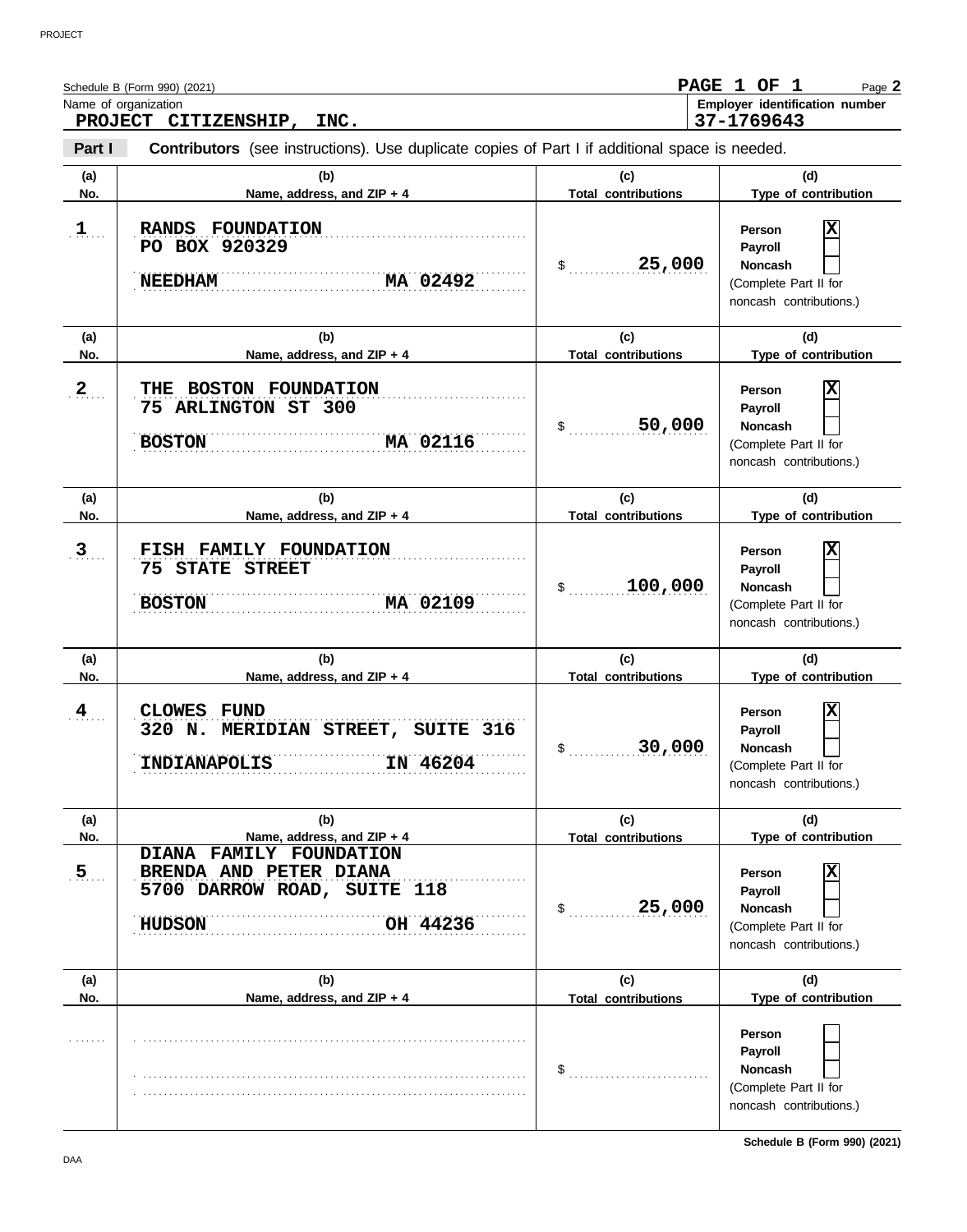Schedule B (Form 990) (2021) **PAGE 1 OF 1** Page **2**

Name of organization: **PROJECT CITIZENSHIP, INC.**

Employer identification number: **37-1769643**

**Part I** **Contributors** (see instructions). Use duplicate copies of Part I if additional space is needed.

| (a) No. | (b) Name, address, and ZIP + 4 | (c) Total contributions | (d) Type of contribution |
|---|---|---|---|
| 1 | RANDS FOUNDATION<br>PO BOX 920329<br>NEEDHAM MA 02492 | $ 25,000 | Person [X]<br>Payroll [ ]<br>Noncash [ ]<br>(Complete Part II for noncash contributions.) |
| 2 | THE BOSTON FOUNDATION<br>75 ARLINGTON ST 300<br>BOSTON MA 02116 | $ 50,000 | Person [X]<br>Payroll [ ]<br>Noncash [ ]<br>(Complete Part II for noncash contributions.) |
| 3 | FISH FAMILY FOUNDATION<br>75 STATE STREET<br>BOSTON MA 02109 | $ 100,000 | Person [X]<br>Payroll [ ]<br>Noncash [ ]<br>(Complete Part II for noncash contributions.) |
| 4 | CLOWES FUND<br>320 N. MERIDIAN STREET, SUITE 316<br>INDIANAPOLIS IN 46204 | $ 30,000 | Person [X]<br>Payroll [ ]<br>Noncash [ ]<br>(Complete Part II for noncash contributions.) |
| 5 | DIANA FAMILY FOUNDATION<br>BRENDA AND PETER DIANA<br>5700 DARROW ROAD, SUITE 118<br>HUDSON OH 44236 | $ 25,000 | Person [X]<br>Payroll [ ]<br>Noncash [ ]<br>(Complete Part II for noncash contributions.) |
| | | $ | Person [ ]<br>Payroll [ ]<br>Noncash [ ]<br>(Complete Part II for noncash contributions.) |

Schedule B (Form 990) (2021)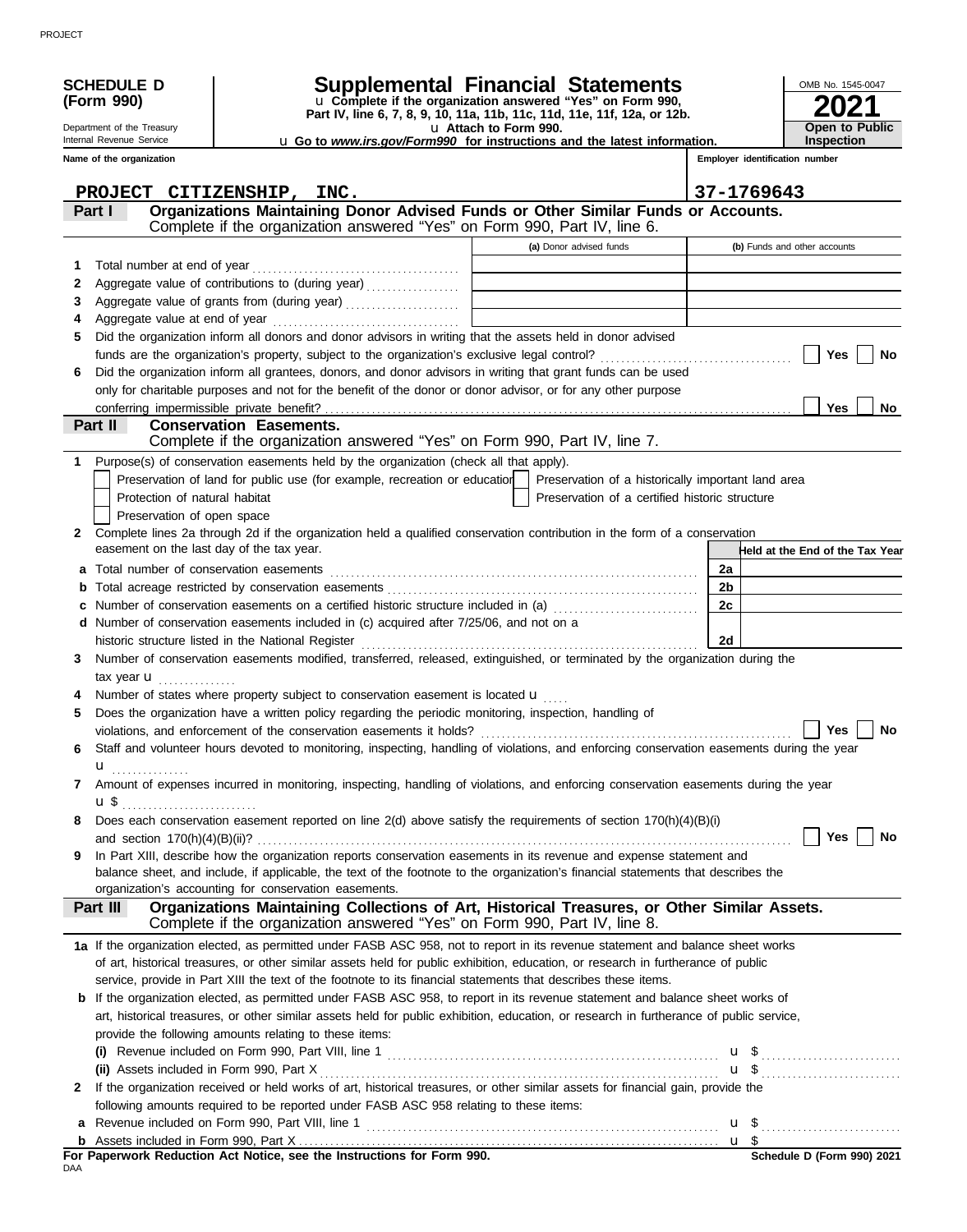**SCHEDULE D (Form 990)**

Department of the Treasury
Internal Revenue Service

# Supplemental Financial Statements

u Complete if the organization answered "Yes" on Form 990, Part IV, line 6, 7, 8, 9, 10, 11a, 11b, 11c, 11d, 11e, 11f, 12a, or 12b.
u Attach to Form 990.
u Go to *www.irs.gov/Form990* for instructions and the latest information.

OMB No. 1545-0047
**2021**
**Open to Public Inspection**

**Name of the organization:** PROJECT CITIZENSHIP, INC.
**Employer identification number:** 37-1769643

## Part I — Organizations Maintaining Donor Advised Funds or Other Similar Funds or Accounts.
Complete if the organization answered "Yes" on Form 990, Part IV, line 6.

| | | (a) Donor advised funds | (b) Funds and other accounts |
|---|---|---|---|
| 1 | Total number at end of year | | |
| 2 | Aggregate value of contributions to (during year) | | |
| 3 | Aggregate value of grants from (during year) | | |
| 4 | Aggregate value at end of year | | |

5 Did the organization inform all donors and donor advisors in writing that the assets held in donor advised funds are the organization's property, subject to the organization's exclusive legal control? ☐ Yes ☐ No

6 Did the organization inform all grantees, donors, and donor advisors in writing that grant funds can be used only for charitable purposes and not for the benefit of the donor or donor advisor, or for any other purpose conferring impermissible private benefit? ☐ Yes ☐ No

## Part II — Conservation Easements.
Complete if the organization answered "Yes" on Form 990, Part IV, line 7.

1 Purpose(s) of conservation easements held by the organization (check all that apply).

- ☐ Preservation of land for public use (for example, recreation or education)
- ☐ Protection of natural habitat
- ☐ Preservation of open space
- ☐ Preservation of a historically important land area
- ☐ Preservation of a certified historic structure

2 Complete lines 2a through 2d if the organization held a qualified conservation contribution in the form of a conservation easement on the last day of the tax year.

| | | | Held at the End of the Tax Year |
|---|---|---|---|
| a | Total number of conservation easements | 2a | |
| b | Total acreage restricted by conservation easements | 2b | |
| c | Number of conservation easements on a certified historic structure included in (a) | 2c | |
| d | Number of conservation easements included in (c) acquired after 7/25/06, and not on a historic structure listed in the National Register | 2d | |

3 Number of conservation easements modified, transferred, released, extinguished, or terminated by the organization during the tax year u ..............

4 Number of states where property subject to conservation easement is located u ....

5 Does the organization have a written policy regarding the periodic monitoring, inspection, handling of violations, and enforcement of the conservation easements it holds? ☐ Yes ☐ No

6 Staff and volunteer hours devoted to monitoring, inspecting, handling of violations, and enforcing conservation easements during the year u ..............

7 Amount of expenses incurred in monitoring, inspecting, handling of violations, and enforcing conservation easements during the year u $ ..............

8 Does each conservation easement reported on line 2(d) above satisfy the requirements of section 170(h)(4)(B)(i) and section 170(h)(4)(B)(ii)? ☐ Yes ☐ No

9 In Part XIII, describe how the organization reports conservation easements in its revenue and expense statement and balance sheet, and include, if applicable, the text of the footnote to the organization's financial statements that describes the organization's accounting for conservation easements.

## Part III — Organizations Maintaining Collections of Art, Historical Treasures, or Other Similar Assets.
Complete if the organization answered "Yes" on Form 990, Part IV, line 8.

1a If the organization elected, as permitted under FASB ASC 958, not to report in its revenue statement and balance sheet works of art, historical treasures, or other similar assets held for public exhibition, education, or research in furtherance of public service, provide in Part XIII the text of the footnote to its financial statements that describes these items.

b If the organization elected, as permitted under FASB ASC 958, to report in its revenue statement and balance sheet works of art, historical treasures, or other similar assets held for public exhibition, education, or research in furtherance of public service, provide the following amounts relating to these items:

(i) Revenue included on Form 990, Part VIII, line 1 .............. u $ ..............

(ii) Assets included in Form 990, Part X .............. u $ ..............

2 If the organization received or held works of art, historical treasures, or other similar assets for financial gain, provide the following amounts required to be reported under FASB ASC 958 relating to these items:

a Revenue included on Form 990, Part VIII, line 1 .............. u $ ..............

b Assets included in Form 990, Part X .............. u $

**For Paperwork Reduction Act Notice, see the Instructions for Form 990.**

DAA

**Schedule D (Form 990) 2021**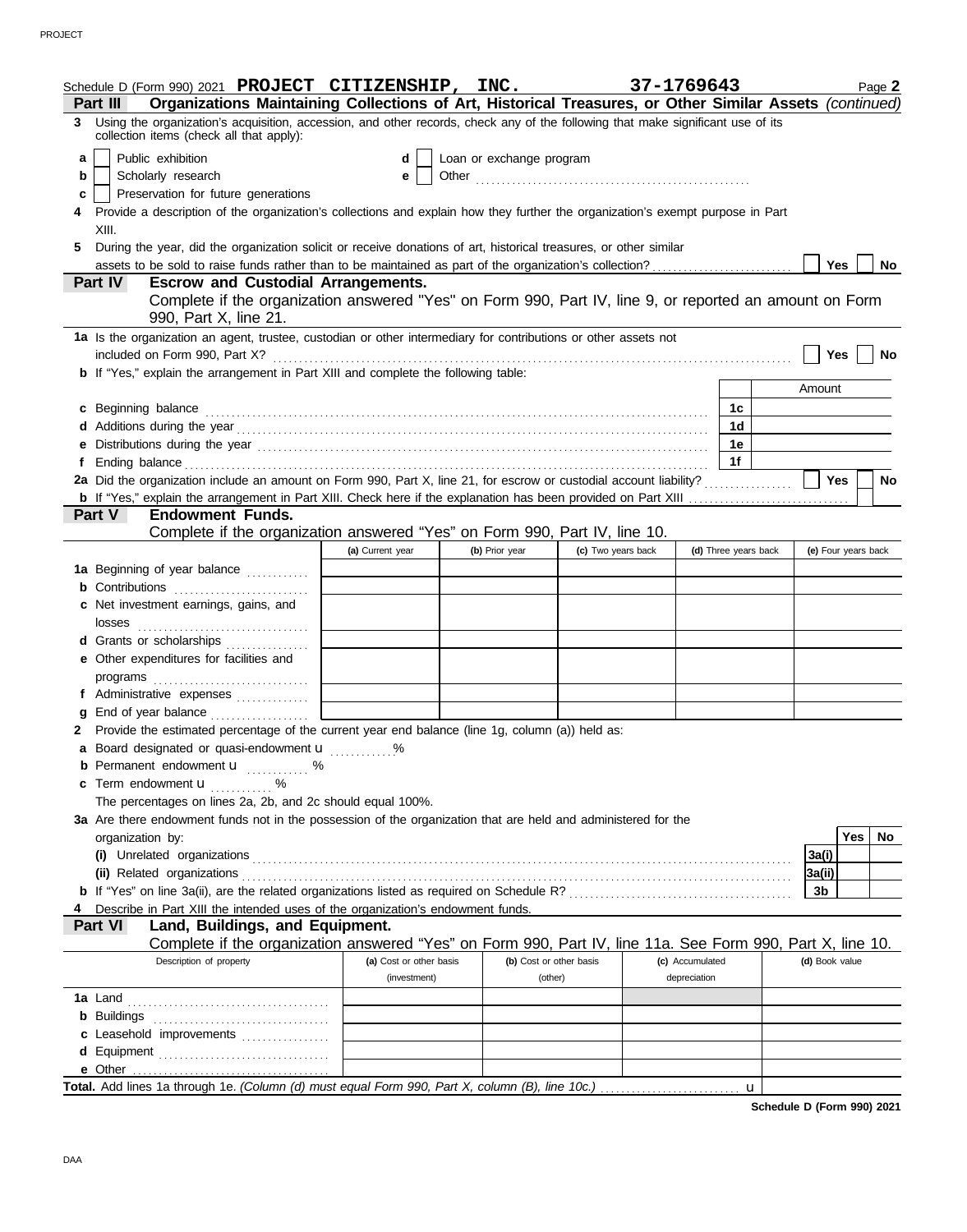Schedule D (Form 990) 2021 **PROJECT CITIZENSHIP, INC.** **37-1769643** Page **2**

## Part III Organizations Maintaining Collections of Art, Historical Treasures, or Other Similar Assets *(continued)*

**3** Using the organization's acquisition, accession, and other records, check any of the following that make significant use of its collection items (check all that apply):

- **a** ☐ Public exhibition
- **b** ☐ Scholarly research
- **c** ☐ Preservation for future generations
- **d** ☐ Loan or exchange program
- **e** ☐ Other ....................

**4** Provide a description of the organization's collections and explain how they further the organization's exempt purpose in Part XIII.

**5** During the year, did the organization solicit or receive donations of art, historical treasures, or other similar assets to be sold to raise funds rather than to be maintained as part of the organization's collection? ☐ Yes ☐ No

## Part IV Escrow and Custodial Arrangements.

Complete if the organization answered "Yes" on Form 990, Part IV, line 9, or reported an amount on Form 990, Part X, line 21.

**1a** Is the organization an agent, trustee, custodian or other intermediary for contributions or other assets not included on Form 990, Part X? ☐ Yes ☐ No

**b** If "Yes," explain the arrangement in Part XIII and complete the following table:

| | | Amount |
|---|---|---|
| **c** Beginning balance | 1c | |
| **d** Additions during the year | 1d | |
| **e** Distributions during the year | 1e | |
| **f** Ending balance | 1f | |

**2a** Did the organization include an amount on Form 990, Part X, line 21, for escrow or custodial account liability? ☐ Yes ☐ No

**b** If "Yes," explain the arrangement in Part XIII. Check here if the explanation has been provided on Part XIII ☐

## Part V Endowment Funds.

Complete if the organization answered "Yes" on Form 990, Part IV, line 10.

| | (a) Current year | (b) Prior year | (c) Two years back | (d) Three years back | (e) Four years back |
|---|---|---|---|---|---|
| **1a** Beginning of year balance | | | | | |
| **b** Contributions | | | | | |
| **c** Net investment earnings, gains, and losses | | | | | |
| **d** Grants or scholarships | | | | | |
| **e** Other expenditures for facilities and programs | | | | | |
| **f** Administrative expenses | | | | | |
| **g** End of year balance | | | | | |

**2** Provide the estimated percentage of the current year end balance (line 1g, column (a)) held as:

- **a** Board designated or quasi-endowment ........%
- **b** Permanent endowment ........%
- **c** Term endowment ........%

The percentages on lines 2a, 2b, and 2c should equal 100%.

**3a** Are there endowment funds not in the possession of the organization that are held and administered for the organization by:

| | | Yes | No |
|---|---|---|---|
| **(i)** Unrelated organizations | 3a(i) | | |
| **(ii)** Related organizations | 3a(ii) | | |
| **b** If "Yes" on line 3a(ii), are the related organizations listed as required on Schedule R? | 3b | | |

**4** Describe in Part XIII the intended uses of the organization's endowment funds.

## Part VI Land, Buildings, and Equipment.

Complete if the organization answered "Yes" on Form 990, Part IV, line 11a. See Form 990, Part X, line 10.

| Description of property | (a) Cost or other basis (investment) | (b) Cost or other basis (other) | (c) Accumulated depreciation | (d) Book value |
|---|---|---|---|---|
| **1a** Land | | | | |
| **b** Buildings | | | | |
| **c** Leasehold improvements | | | | |
| **d** Equipment | | | | |
| **e** Other | | | | |

**Total.** Add lines 1a through 1e. *(Column (d) must equal Form 990, Part X, column (B), line 10c.)*

**Schedule D (Form 990) 2021**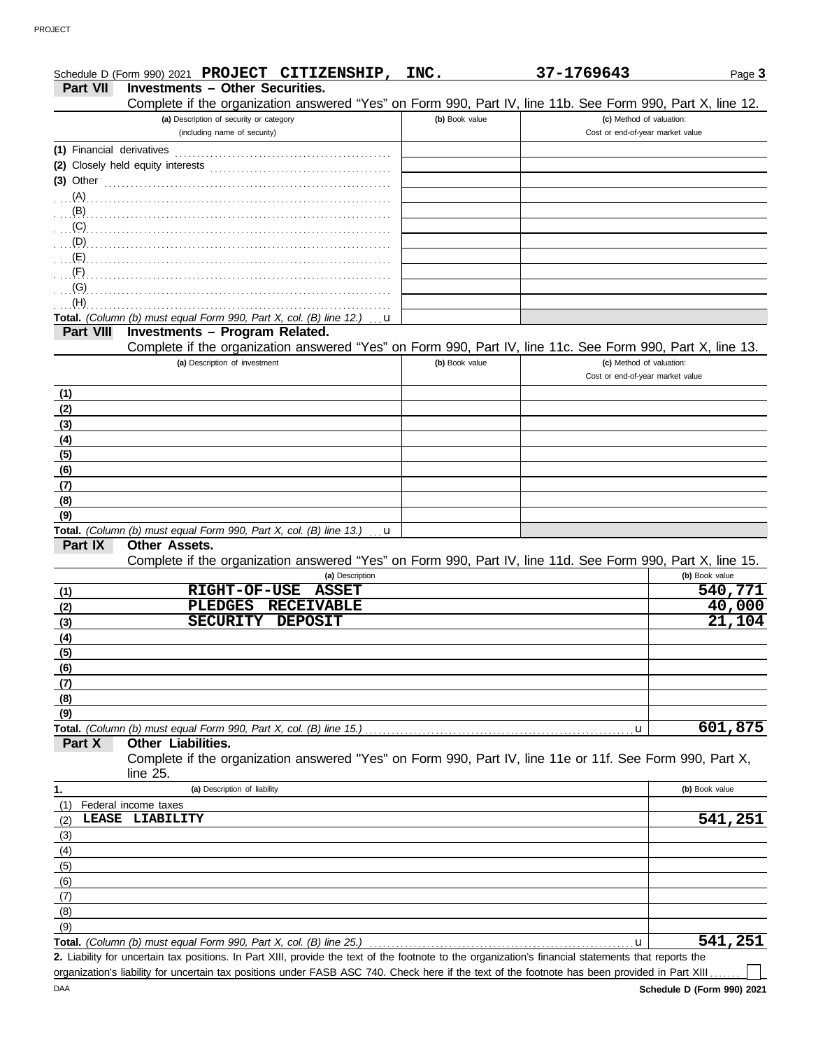Schedule D (Form 990) 2021 **PROJECT CITIZENSHIP, INC.** **37-1769643** Page **3**

## Part VII Investments – Other Securities.

Complete if the organization answered "Yes" on Form 990, Part IV, line 11b. See Form 990, Part X, line 12.

| (a) Description of security or category (including name of security) | (b) Book value | (c) Method of valuation: Cost or end-of-year market value |
|---|---|---|
| (1) Financial derivatives | | |
| (2) Closely held equity interests | | |
| (3) Other | | |
| (A) | | |
| (B) | | |
| (C) | | |
| (D) | | |
| (E) | | |
| (F) | | |
| (G) | | |
| (H) | | |
| **Total.** *(Column (b) must equal Form 990, Part X, col. (B) line 12.)* u | | |

## Part VIII Investments – Program Related.

Complete if the organization answered "Yes" on Form 990, Part IV, line 11c. See Form 990, Part X, line 13.

| (a) Description of investment | (b) Book value | (c) Method of valuation: Cost or end-of-year market value |
|---|---|---|
| (1) | | |
| (2) | | |
| (3) | | |
| (4) | | |
| (5) | | |
| (6) | | |
| (7) | | |
| (8) | | |
| (9) | | |
| **Total.** *(Column (b) must equal Form 990, Part X, col. (B) line 13.)* u | | |

## Part IX Other Assets.

Complete if the organization answered "Yes" on Form 990, Part IV, line 11d. See Form 990, Part X, line 15.

| | (a) Description | (b) Book value |
|---|---|---|
| (1) | RIGHT-OF-USE ASSET | 540,771 |
| (2) | PLEDGES RECEIVABLE | 40,000 |
| (3) | SECURITY DEPOSIT | 21,104 |
| (4) | | |
| (5) | | |
| (6) | | |
| (7) | | |
| (8) | | |
| (9) | | |
| **Total.** | *(Column (b) must equal Form 990, Part X, col. (B) line 15.)* u | **601,875** |

## Part X Other Liabilities.

Complete if the organization answered "Yes" on Form 990, Part IV, line 11e or 11f. See Form 990, Part X, line 25.

| 1. | (a) Description of liability | (b) Book value |
|---|---|---|
| (1) | Federal income taxes | |
| (2) | LEASE LIABILITY | 541,251 |
| (3) | | |
| (4) | | |
| (5) | | |
| (6) | | |
| (7) | | |
| (8) | | |
| (9) | | |
| **Total.** | *(Column (b) must equal Form 990, Part X, col. (B) line 25.)* u | **541,251** |

**2.** Liability for uncertain tax positions. In Part XIII, provide the text of the footnote to the organization's financial statements that reports the organization's liability for uncertain tax positions under FASB ASC 740. Check here if the text of the footnote has been provided in Part XIII ☐

DAA **Schedule D (Form 990) 2021**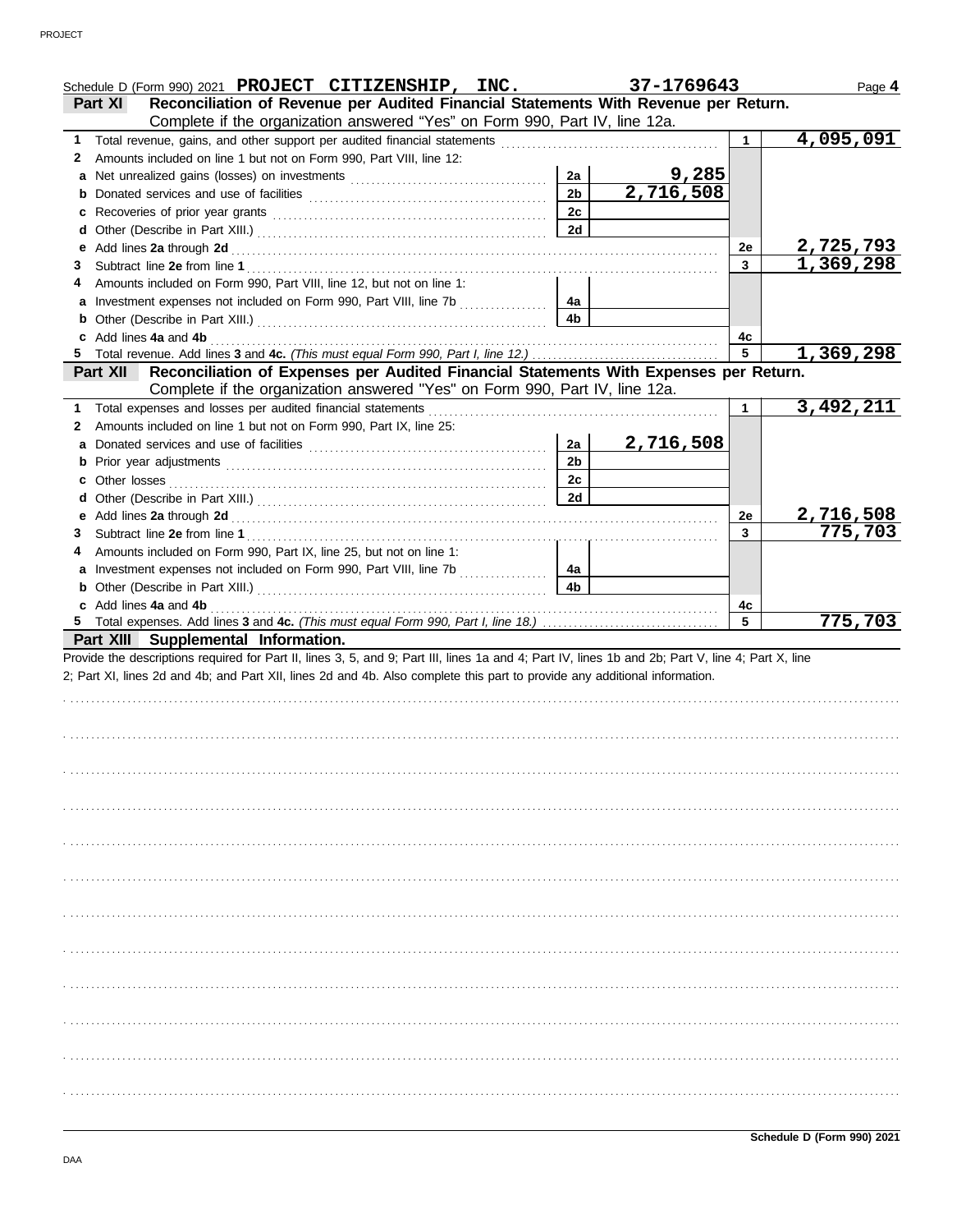Schedule D (Form 990) 2021 **PROJECT CITIZENSHIP, INC.** **37-1769643** Page **4**

## Part XI Reconciliation of Revenue per Audited Financial Statements With Revenue per Return.

Complete if the organization answered "Yes" on Form 990, Part IV, line 12a.

| | | | | | |
|---|---|---|---|---|---|
| **1** | Total revenue, gains, and other support per audited financial statements | | | 1 | 4,095,091 |
| **2** | Amounts included on line 1 but not on Form 990, Part VIII, line 12: | | | | |
| **a** | Net unrealized gains (losses) on investments | 2a | 9,285 | | |
| **b** | Donated services and use of facilities | 2b | 2,716,508 | | |
| **c** | Recoveries of prior year grants | 2c | | | |
| **d** | Other (Describe in Part XIII.) | 2d | | | |
| **e** | Add lines **2a** through **2d** | | | 2e | 2,725,793 |
| **3** | Subtract line **2e** from line **1** | | | 3 | 1,369,298 |
| **4** | Amounts included on Form 990, Part VIII, line 12, but not on line 1: | | | | |
| **a** | Investment expenses not included on Form 990, Part VIII, line 7b | 4a | | | |
| **b** | Other (Describe in Part XIII.) | 4b | | | |
| **c** | Add lines **4a** and **4b** | | | 4c | |
| **5** | Total revenue. Add lines **3** and **4c.** *(This must equal Form 990, Part I, line 12.)* | | | 5 | 1,369,298 |

## Part XII Reconciliation of Expenses per Audited Financial Statements With Expenses per Return.

Complete if the organization answered "Yes" on Form 990, Part IV, line 12a.

| | | | | | |
|---|---|---|---|---|---|
| **1** | Total expenses and losses per audited financial statements | | | 1 | 3,492,211 |
| **2** | Amounts included on line 1 but not on Form 990, Part IX, line 25: | | | | |
| **a** | Donated services and use of facilities | 2a | 2,716,508 | | |
| **b** | Prior year adjustments | 2b | | | |
| **c** | Other losses | 2c | | | |
| **d** | Other (Describe in Part XIII.) | 2d | | | |
| **e** | Add lines **2a** through **2d** | | | 2e | 2,716,508 |
| **3** | Subtract line **2e** from line **1** | | | 3 | 775,703 |
| **4** | Amounts included on Form 990, Part IX, line 25, but not on line 1: | | | | |
| **a** | Investment expenses not included on Form 990, Part VIII, line 7b | 4a | | | |
| **b** | Other (Describe in Part XIII.) | 4b | | | |
| **c** | Add lines **4a** and **4b** | | | 4c | |
| **5** | Total expenses. Add lines **3** and **4c.** *(This must equal Form 990, Part I, line 18.)* | | | 5 | 775,703 |

## Part XIII Supplemental Information.

Provide the descriptions required for Part II, lines 3, 5, and 9; Part III, lines 1a and 4; Part IV, lines 1b and 2b; Part V, line 4; Part X, line 2; Part XI, lines 2d and 4b; and Part XII, lines 2d and 4b. Also complete this part to provide any additional information.

**Schedule D (Form 990) 2021**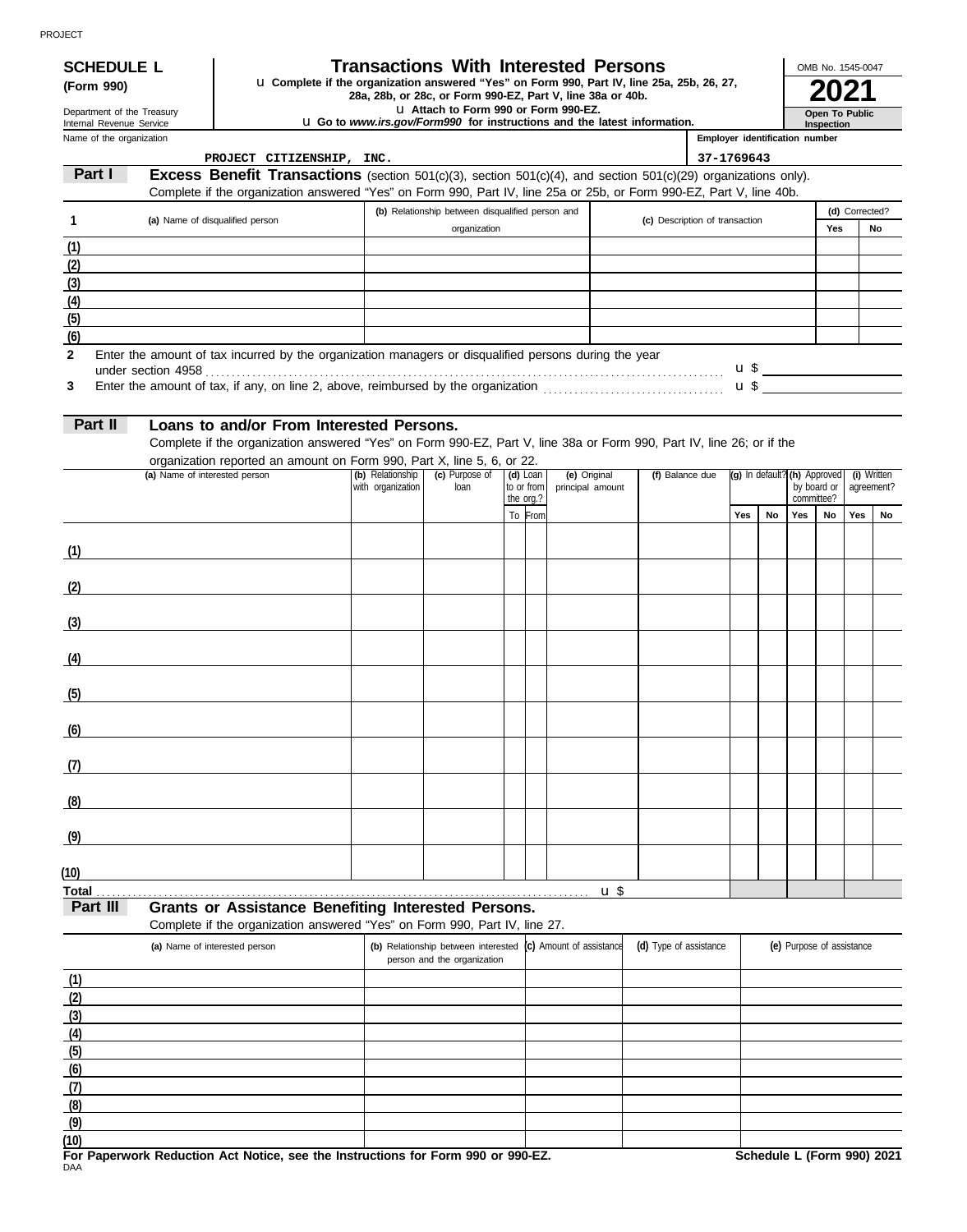PROJECT

**SCHEDULE L**
**(Form 990)**

Department of the Treasury
Internal Revenue Service

# Transactions With Interested Persons

u **Complete if the organization answered "Yes" on Form 990, Part IV, line 25a, 25b, 26, 27, 28a, 28b, or 28c, or Form 990-EZ, Part V, line 38a or 40b.**
u **Attach to Form 990 or Form 990-EZ.**
u **Go to *www.irs.gov/Form990* for instructions and the latest information.**

OMB No. 1545-0047
**2021**
**Open To Public Inspection**

| Name of the organization | Employer identification number |
|---|---|
| PROJECT CITIZENSHIP, INC. | 37-1769643 |

## Part I — Excess Benefit Transactions (section 501(c)(3), section 501(c)(4), and section 501(c)(29) organizations only).

Complete if the organization answered "Yes" on Form 990, Part IV, line 25a or 25b, or Form 990-EZ, Part V, line 40b.

| 1 | (a) Name of disqualified person | (b) Relationship between disqualified person and organization | (c) Description of transaction | (d) Corrected? Yes | No |
|---|---|---|---|---|---|
| (1) | | | | | |
| (2) | | | | | |
| (3) | | | | | |
| (4) | | | | | |
| (5) | | | | | |
| (6) | | | | | |

**2** Enter the amount of tax incurred by the organization managers or disqualified persons during the year under section 4958 . . . u $

**3** Enter the amount of tax, if any, on line 2, above, reimbursed by the organization . . . u $

## Part II — Loans to and/or From Interested Persons.

Complete if the organization answered "Yes" on Form 990-EZ, Part V, line 38a or Form 990, Part IV, line 26; or if the organization reported an amount on Form 990, Part X, line 5, 6, or 22.

| | (a) Name of interested person | (b) Relationship with organization | (c) Purpose of loan | (d) Loan to or from the org.? | | (e) Original principal amount | (f) Balance due | (g) In default? | | (h) Approved by board or committee? | | (i) Written agreement? | |
|---|---|---|---|---|---|---|---|---|---|---|---|---|---|
| | | | | To | From | | | Yes | No | Yes | No | Yes | No |
| (1) | | | | | | | | | | | | | |
| (2) | | | | | | | | | | | | | |
| (3) | | | | | | | | | | | | | |
| (4) | | | | | | | | | | | | | |
| (5) | | | | | | | | | | | | | |
| (6) | | | | | | | | | | | | | |
| (7) | | | | | | | | | | | | | |
| (8) | | | | | | | | | | | | | |
| (9) | | | | | | | | | | | | | |
| (10) | | | | | | | | | | | | | |
| Total | | | | | | u $ | | | | | | | |

## Part III — Grants or Assistance Benefiting Interested Persons.

Complete if the organization answered "Yes" on Form 990, Part IV, line 27.

| | (a) Name of interested person | (b) Relationship between interested person and the organization | (c) Amount of assistance | (d) Type of assistance | (e) Purpose of assistance |
|---|---|---|---|---|---|
| (1) | | | | | |
| (2) | | | | | |
| (3) | | | | | |
| (4) | | | | | |
| (5) | | | | | |
| (6) | | | | | |
| (7) | | | | | |
| (8) | | | | | |
| (9) | | | | | |
| (10) | | | | | |

**For Paperwork Reduction Act Notice, see the Instructions for Form 990 or 990-EZ.** **Schedule L (Form 990) 2021**

DAA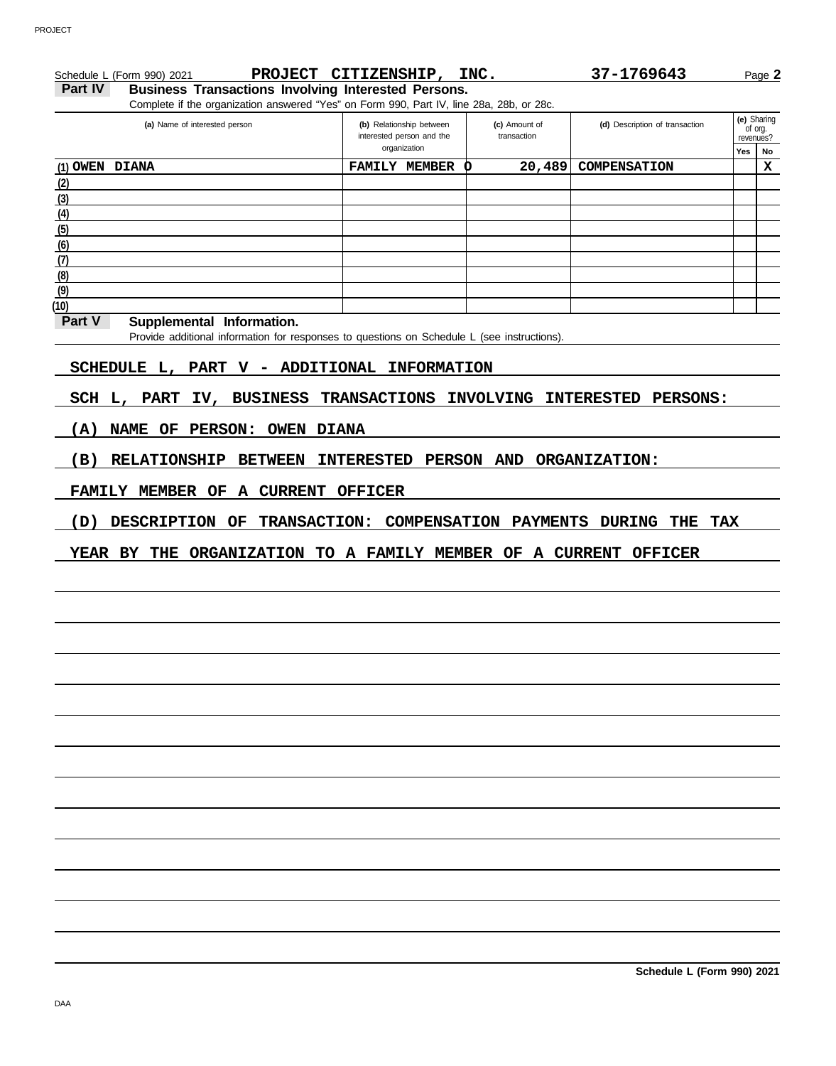Schedule L (Form 990) 2021 **PROJECT CITIZENSHIP, INC.** **37-1769643** Page **2**

## Part IV Business Transactions Involving Interested Persons.

Complete if the organization answered "Yes" on Form 990, Part IV, line 28a, 28b, or 28c.

| (a) Name of interested person | (b) Relationship between interested person and the organization | (c) Amount of transaction | (d) Description of transaction | (e) Sharing of org. revenues? Yes | No |
|---|---|---|---|---|---|
| (1) OWEN DIANA | FAMILY MEMBER O | 20,489 | COMPENSATION | | X |
| (2) | | | | | |
| (3) | | | | | |
| (4) | | | | | |
| (5) | | | | | |
| (6) | | | | | |
| (7) | | | | | |
| (8) | | | | | |
| (9) | | | | | |
| (10) | | | | | |

## Part V Supplemental Information.

Provide additional information for responses to questions on Schedule L (see instructions).

SCHEDULE L, PART V - ADDITIONAL INFORMATION

SCH L, PART IV, BUSINESS TRANSACTIONS INVOLVING INTERESTED PERSONS:

(A) NAME OF PERSON: OWEN DIANA

(B) RELATIONSHIP BETWEEN INTERESTED PERSON AND ORGANIZATION:

FAMILY MEMBER OF A CURRENT OFFICER

(D) DESCRIPTION OF TRANSACTION: COMPENSATION PAYMENTS DURING THE TAX

YEAR BY THE ORGANIZATION TO A FAMILY MEMBER OF A CURRENT OFFICER

**Schedule L (Form 990) 2021**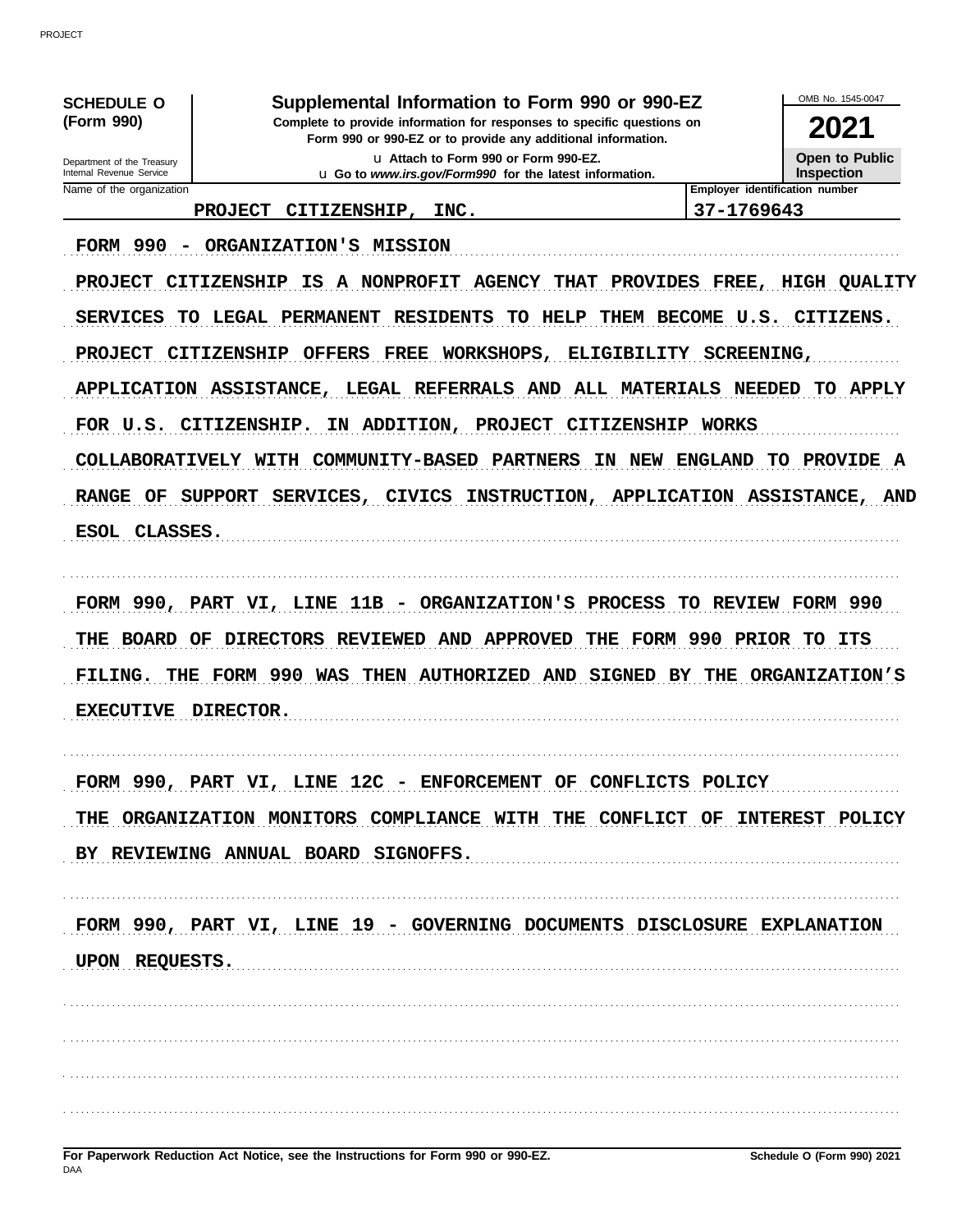**SCHEDULE O (Form 990)**

Department of the Treasury
Internal Revenue Service

# Supplemental Information to Form 990 or 990-EZ

**Complete to provide information for responses to specific questions on Form 990 or 990-EZ or to provide any additional information.**

u Attach to Form 990 or Form 990-EZ.

u Go to *www.irs.gov/Form990* for the latest information.

OMB No. 1545-0047

**2021**

**Open to Public Inspection**

| Name of the organization | Employer identification number |
|---|---|
| PROJECT CITIZENSHIP, INC. | 37-1769643 |

FORM 990 - ORGANIZATION'S MISSION

PROJECT CITIZENSHIP IS A NONPROFIT AGENCY THAT PROVIDES FREE, HIGH QUALITY SERVICES TO LEGAL PERMANENT RESIDENTS TO HELP THEM BECOME U.S. CITIZENS. PROJECT CITIZENSHIP OFFERS FREE WORKSHOPS, ELIGIBILITY SCREENING, APPLICATION ASSISTANCE, LEGAL REFERRALS AND ALL MATERIALS NEEDED TO APPLY FOR U.S. CITIZENSHIP. IN ADDITION, PROJECT CITIZENSHIP WORKS COLLABORATIVELY WITH COMMUNITY-BASED PARTNERS IN NEW ENGLAND TO PROVIDE A RANGE OF SUPPORT SERVICES, CIVICS INSTRUCTION, APPLICATION ASSISTANCE, AND ESOL CLASSES.

FORM 990, PART VI, LINE 11B - ORGANIZATION'S PROCESS TO REVIEW FORM 990

THE BOARD OF DIRECTORS REVIEWED AND APPROVED THE FORM 990 PRIOR TO ITS FILING. THE FORM 990 WAS THEN AUTHORIZED AND SIGNED BY THE ORGANIZATION'S EXECUTIVE DIRECTOR.

FORM 990, PART VI, LINE 12C - ENFORCEMENT OF CONFLICTS POLICY

THE ORGANIZATION MONITORS COMPLIANCE WITH THE CONFLICT OF INTEREST POLICY BY REVIEWING ANNUAL BOARD SIGNOFFS.

FORM 990, PART VI, LINE 19 - GOVERNING DOCUMENTS DISCLOSURE EXPLANATION

UPON REQUESTS.

**For Paperwork Reduction Act Notice, see the Instructions for Form 990 or 990-EZ.**

DAA

**Schedule O (Form 990) 2021**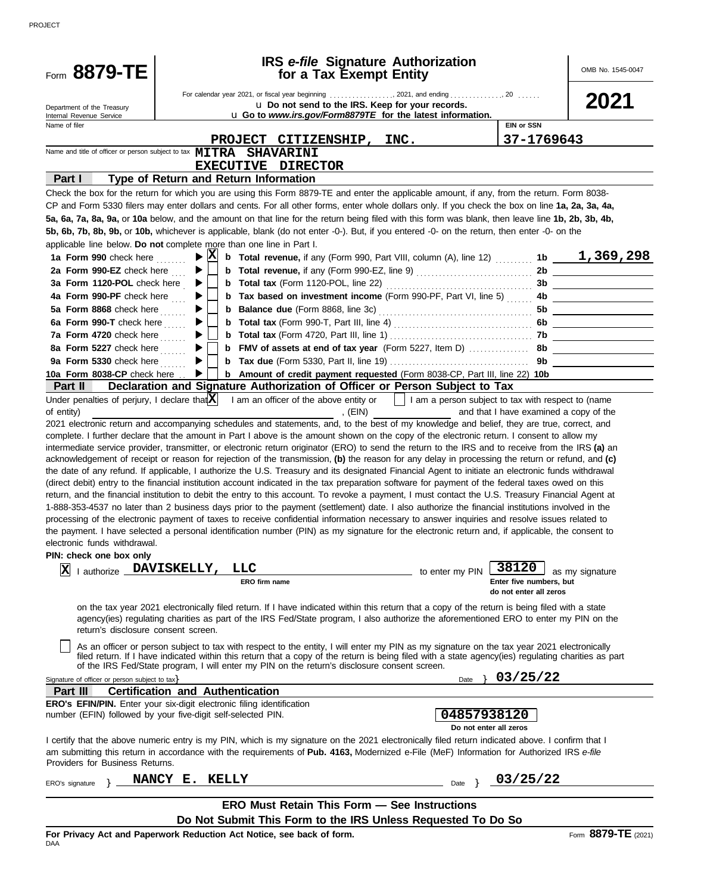Form **8879-TE**

Department of the Treasury
Internal Revenue Service

# IRS *e-file* Signature Authorization for a Tax Exempt Entity

For calendar year 2021, or fiscal year beginning ................, 2021, and ending .............., 20 ......

u Do not send to the IRS. Keep for your records.

u Go to *www.irs.gov/Form8879TE* for the latest information.

OMB No. 1545-0047

**2021**

Name of filer: **PROJECT CITIZENSHIP, INC.**

EIN or SSN: **37-1769643**

Name and title of officer or person subject to tax: **MITRA SHAVARINI**
**EXECUTIVE DIRECTOR**

## Part I — Type of Return and Return Information

Check the box for the return for which you are using this Form 8879-TE and enter the applicable amount, if any, from the return. Form 8038-CP and Form 5330 filers may enter dollars and cents. For all other forms, enter whole dollars only. If you check the box on line **1a, 2a, 3a, 4a, 5a, 6a, 7a, 8a, 9a,** or **10a** below, and the amount on that line for the return being filed with this form was blank, then leave line **1b, 2b, 3b, 4b, 5b, 6b, 7b, 8b, 9b,** or **10b,** whichever is applicable, blank (do not enter -0-). But, if you entered -0- on the return, then enter -0- on the applicable line below. **Do not** complete more than one line in Part I.

| | | | | |
|---|---|---|---|---|
| **1a Form 990** check here | X | **b Total revenue,** if any (Form 990, Part VIII, column (A), line 12) | 1b | 1,369,298 |
| **2a Form 990-EZ** check here | | **b Total revenue,** if any (Form 990-EZ, line 9) | 2b | |
| **3a Form 1120-POL** check here | | **b Total tax** (Form 1120-POL, line 22) | 3b | |
| **4a Form 990-PF** check here | | **b Tax based on investment income** (Form 990-PF, Part VI, line 5) | 4b | |
| **5a Form 8868** check here | | **b Balance due** (Form 8868, line 3c) | 5b | |
| **6a Form 990-T** check here | | **b Total tax** (Form 990-T, Part III, line 4) | 6b | |
| **7a Form 4720** check here | | **b Total tax** (Form 4720, Part III, line 1) | 7b | |
| **8a Form 5227** check here | | **b FMV of assets at end of tax year** (Form 5227, Item D) | 8b | |
| **9a Form 5330** check here | | **b Tax due** (Form 5330, Part II, line 19) | 9b | |
| **10a Form 8038-CP** check here | | **b Amount of credit payment requested** (Form 8038-CP, Part III, line 22) | 10b | |

## Part II — Declaration and Signature Authorization of Officer or Person Subject to Tax

Under penalties of perjury, I declare that [X] I am an officer of the above entity or [ ] I am a person subject to tax with respect to (name of entity) ____________, (EIN) ____________ and that I have examined a copy of the 2021 electronic return and accompanying schedules and statements, and, to the best of my knowledge and belief, they are true, correct, and complete. I further declare that the amount in Part I above is the amount shown on the copy of the electronic return. I consent to allow my intermediate service provider, transmitter, or electronic return originator (ERO) to send the return to the IRS and to receive from the IRS **(a)** an acknowledgement of receipt or reason for rejection of the transmission, **(b)** the reason for any delay in processing the return or refund, and **(c)** the date of any refund. If applicable, I authorize the U.S. Treasury and its designated Financial Agent to initiate an electronic funds withdrawal (direct debit) entry to the financial institution account indicated in the tax preparation software for payment of the federal taxes owed on this return, and the financial institution to debit the entry to this account. To revoke a payment, I must contact the U.S. Treasury Financial Agent at 1-888-353-4537 no later than 2 business days prior to the payment (settlement) date. I also authorize the financial institutions involved in the processing of the electronic payment of taxes to receive confidential information necessary to answer inquiries and resolve issues related to the payment. I have selected a personal identification number (PIN) as my signature for the electronic return and, if applicable, the consent to electronic funds withdrawal.

**PIN: check one box only**

[X] I authorize **DAVISKELLY, LLC** (ERO firm name) to enter my PIN **38120** (Enter five numbers, but do not enter all zeros) as my signature on the tax year 2021 electronically filed return. If I have indicated within this return that a copy of the return is being filed with a state agency(ies) regulating charities as part of the IRS Fed/State program, I also authorize the aforementioned ERO to enter my PIN on the return's disclosure consent screen.

[ ] As an officer or person subject to tax with respect to the entity, I will enter my PIN as my signature on the tax year 2021 electronically filed return. If I have indicated within this return that a copy of the return is being filed with a state agency(ies) regulating charities as part of the IRS Fed/State program, I will enter my PIN on the return's disclosure consent screen.

Signature of officer or person subject to tax } Date } **03/25/22**

## Part III — Certification and Authentication

**ERO's EFIN/PIN.** Enter your six-digit electronic filing identification number (EFIN) followed by your five-digit self-selected PIN. **04857938120** (Do not enter all zeros)

I certify that the above numeric entry is my PIN, which is my signature on the 2021 electronically filed return indicated above. I confirm that I am submitting this return in accordance with the requirements of **Pub. 4163,** Modernized e-File (MeF) Information for Authorized IRS *e-file* Providers for Business Returns.

ERO's signature } **NANCY E. KELLY** Date } **03/25/22**

**ERO Must Retain This Form — See Instructions**

**Do Not Submit This Form to the IRS Unless Requested To Do So**

**For Privacy Act and Paperwork Reduction Act Notice, see back of form.**

DAA

Form **8879-TE** (2021)